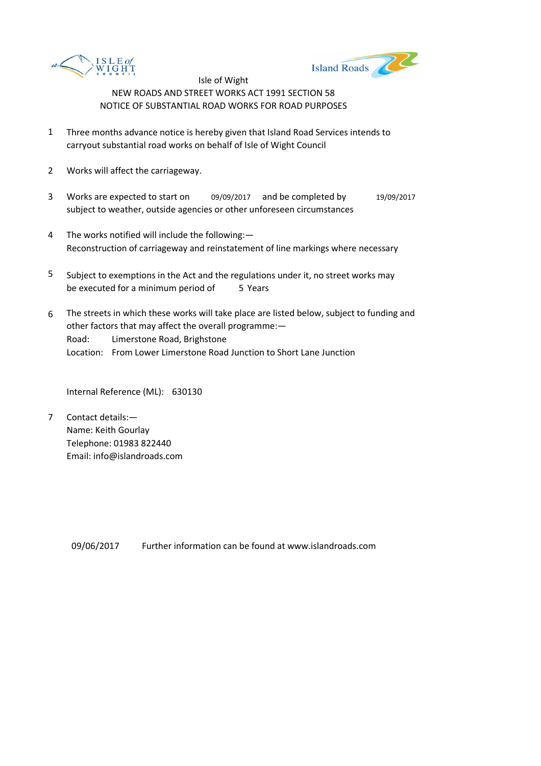Isle of Wight

NEW ROADS AND STREET WORKS ACT 1991 SECTION 58

NOTICE OF SUBSTANTIAL ROAD WORKS FOR ROAD PURPOSES

1. Three months advance notice is hereby given that Island Road Services intends to carryout substantial road works on behalf of Isle of Wight Council

2. Works will affect the carriageway.

3. Works are expected to start on 09/09/2017 and be completed by 19/09/2017 subject to weather, outside agencies or other unforeseen circumstances

4. The works notified will include the following:—
   Reconstruction of carriageway and reinstatement of line markings where necessary

5. Subject to exemptions in the Act and the regulations under it, no street works may be executed for a minimum period of 5 Years

6. The streets in which these works will take place are listed below, subject to funding and other factors that may affect the overall programme:—
   Road: Limerstone Road, Brighstone
   Location: From Lower Limerstone Road Junction to Short Lane Junction

   Internal Reference (ML): 630130

7. Contact details:—
   Name: Keith Gourlay
   Telephone: 01983 822440
   Email: info@islandroads.com

09/06/2017 Further information can be found at www.islandroads.com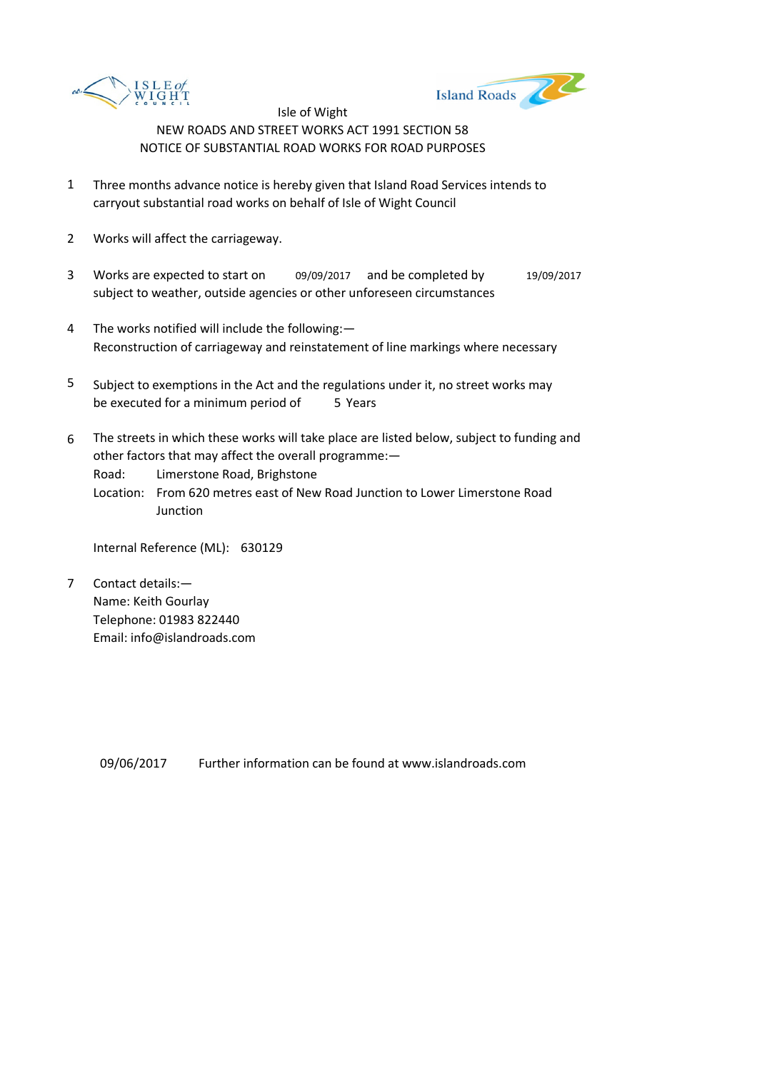Isle of Wight

NEW ROADS AND STREET WORKS ACT 1991 SECTION 58

NOTICE OF SUBSTANTIAL ROAD WORKS FOR ROAD PURPOSES

1. Three months advance notice is hereby given that Island Road Services intends to carryout substantial road works on behalf of Isle of Wight Council

2. Works will affect the carriageway.

3. Works are expected to start on 09/09/2017 and be completed by 19/09/2017 subject to weather, outside agencies or other unforeseen circumstances

4. The works notified will include the following:—
   Reconstruction of carriageway and reinstatement of line markings where necessary

5. Subject to exemptions in the Act and the regulations under it, no street works may be executed for a minimum period of 5 Years

6. The streets in which these works will take place are listed below, subject to funding and other factors that may affect the overall programme:—
   Road: Limerstone Road, Brighstone
   Location: From 620 metres east of New Road Junction to Lower Limerstone Road Junction

   Internal Reference (ML): 630129

7. Contact details:—
   Name: Keith Gourlay
   Telephone: 01983 822440
   Email: info@islandroads.com

09/06/2017 Further information can be found at www.islandroads.com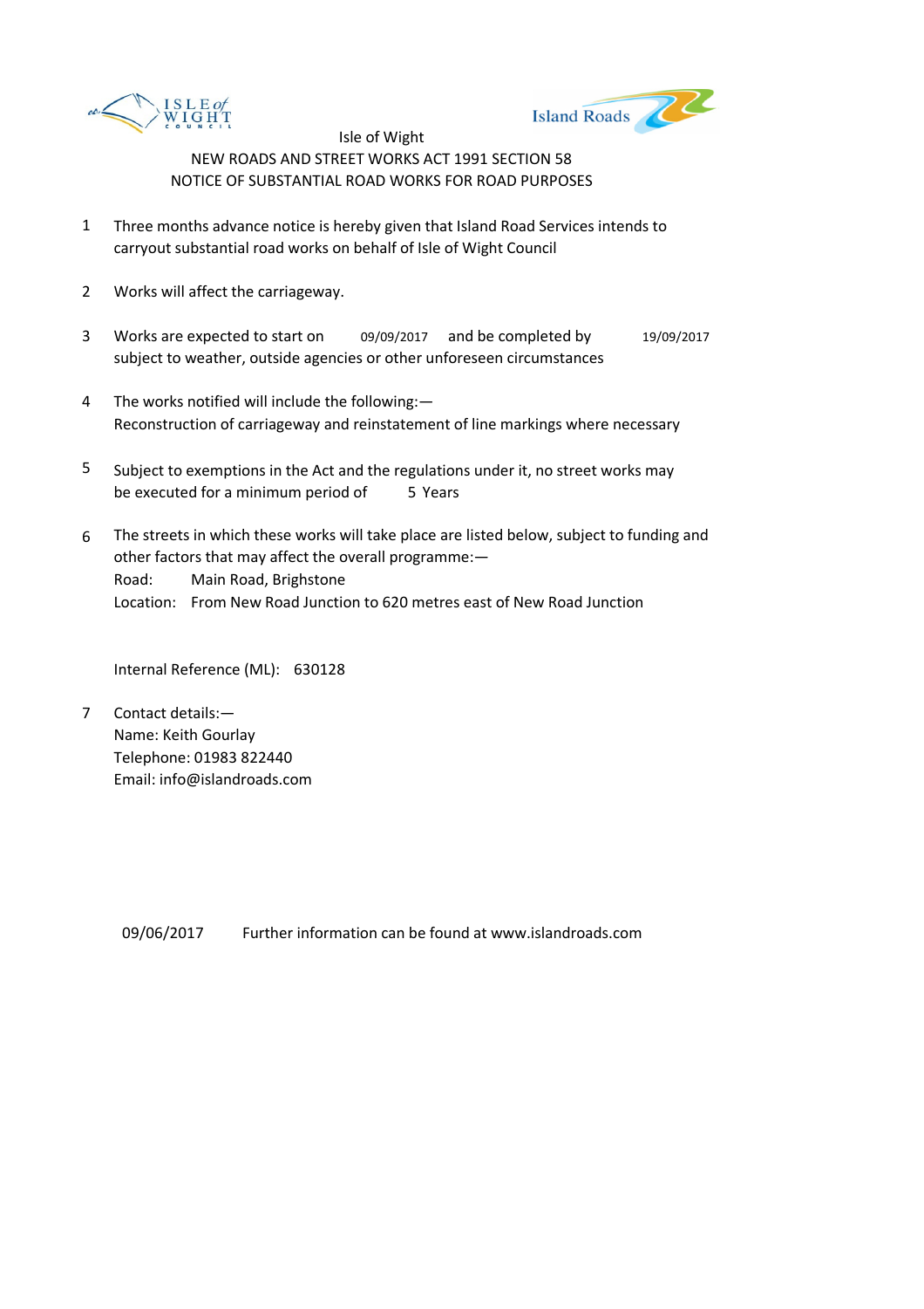Isle of Wight

NEW ROADS AND STREET WORKS ACT 1991 SECTION 58

NOTICE OF SUBSTANTIAL ROAD WORKS FOR ROAD PURPOSES

1. Three months advance notice is hereby given that Island Road Services intends to carryout substantial road works on behalf of Isle of Wight Council

2. Works will affect the carriageway.

3. Works are expected to start on 09/09/2017 and be completed by 19/09/2017 subject to weather, outside agencies or other unforeseen circumstances

4. The works notified will include the following:—
   Reconstruction of carriageway and reinstatement of line markings where necessary

5. Subject to exemptions in the Act and the regulations under it, no street works may be executed for a minimum period of 5 Years

6. The streets in which these works will take place are listed below, subject to funding and other factors that may affect the overall programme:—
   Road: Main Road, Brighstone
   Location: From New Road Junction to 620 metres east of New Road Junction

   Internal Reference (ML): 630128

7. Contact details:—
   Name: Keith Gourlay
   Telephone: 01983 822440
   Email: info@islandroads.com

09/06/2017 Further information can be found at www.islandroads.com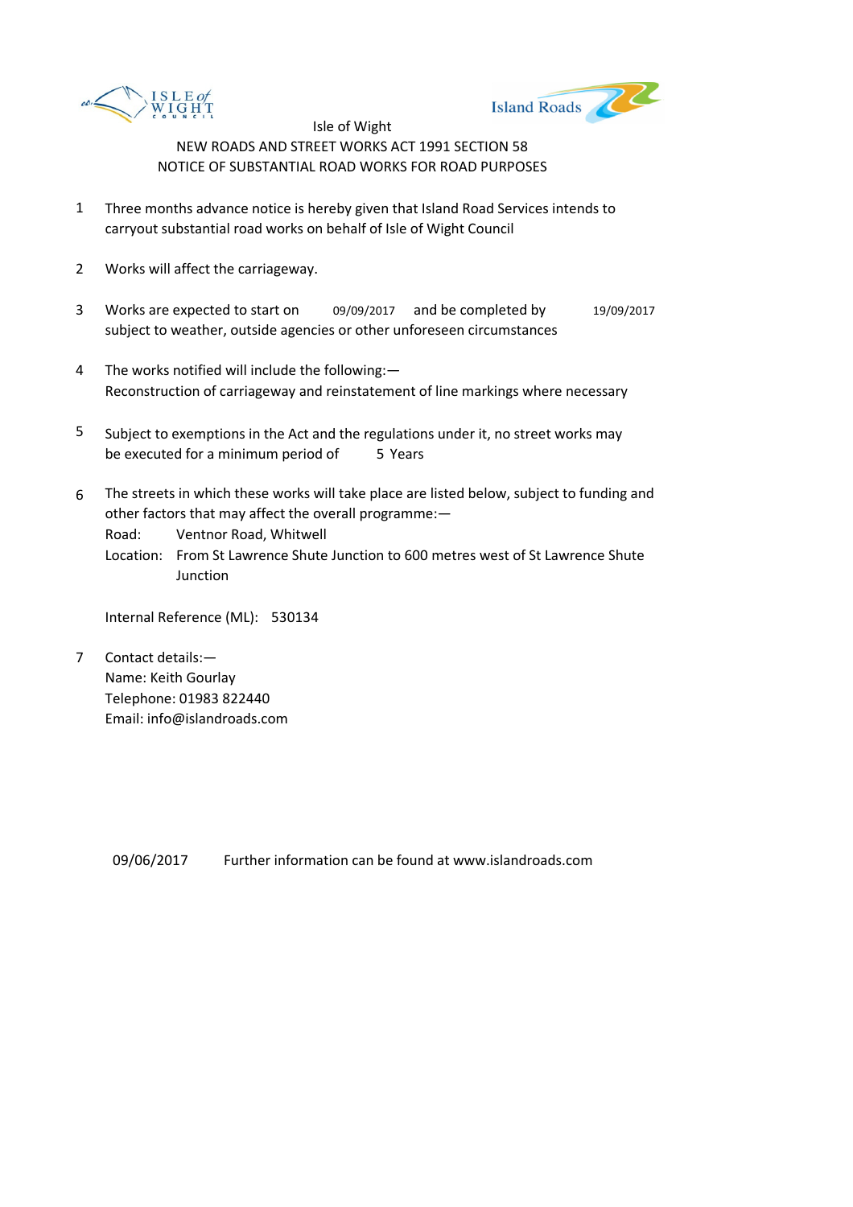Isle of Wight

NEW ROADS AND STREET WORKS ACT 1991 SECTION 58

NOTICE OF SUBSTANTIAL ROAD WORKS FOR ROAD PURPOSES

1. Three months advance notice is hereby given that Island Road Services intends to carryout substantial road works on behalf of Isle of Wight Council

2. Works will affect the carriageway.

3. Works are expected to start on 09/09/2017 and be completed by 19/09/2017 subject to weather, outside agencies or other unforeseen circumstances

4. The works notified will include the following:— Reconstruction of carriageway and reinstatement of line markings where necessary

5. Subject to exemptions in the Act and the regulations under it, no street works may be executed for a minimum period of 5 Years

6. The streets in which these works will take place are listed below, subject to funding and other factors that may affect the overall programme:—
   Road: Ventnor Road, Whitwell
   Location: From St Lawrence Shute Junction to 600 metres west of St Lawrence Shute Junction

   Internal Reference (ML): 530134

7. Contact details:—
   Name: Keith Gourlay
   Telephone: 01983 822440
   Email: info@islandroads.com

09/06/2017 Further information can be found at www.islandroads.com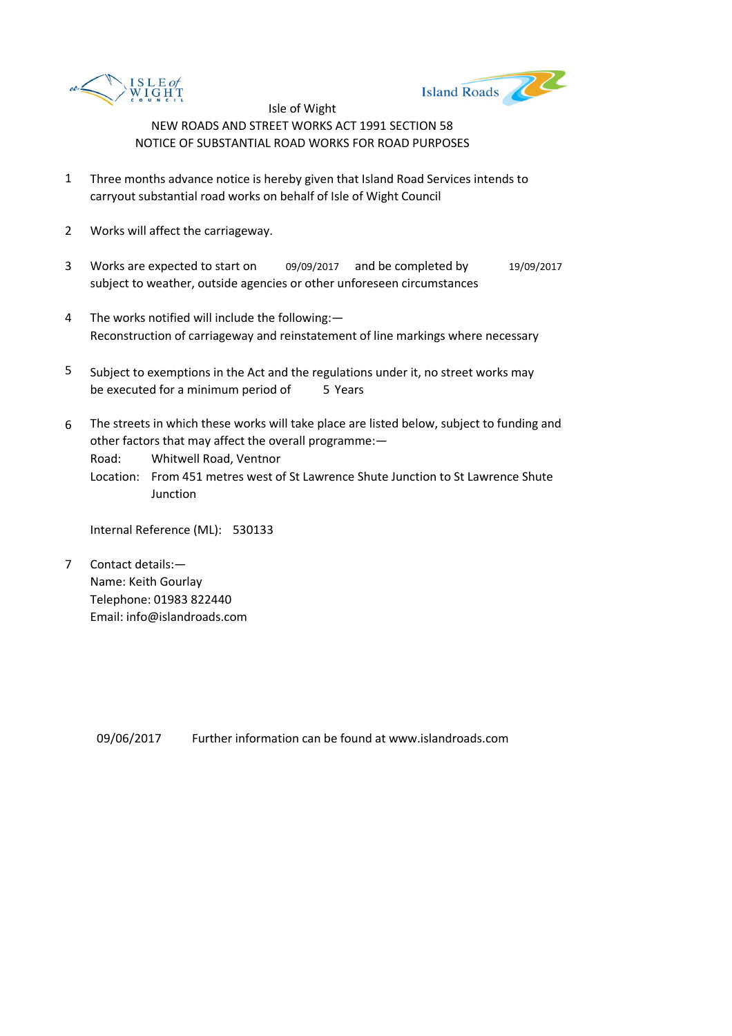Isle of Wight

NEW ROADS AND STREET WORKS ACT 1991 SECTION 58

NOTICE OF SUBSTANTIAL ROAD WORKS FOR ROAD PURPOSES

1. Three months advance notice is hereby given that Island Road Services intends to carryout substantial road works on behalf of Isle of Wight Council

2. Works will affect the carriageway.

3. Works are expected to start on 09/09/2017 and be completed by 19/09/2017 subject to weather, outside agencies or other unforeseen circumstances

4. The works notified will include the following:—
   Reconstruction of carriageway and reinstatement of line markings where necessary

5. Subject to exemptions in the Act and the regulations under it, no street works may be executed for a minimum period of 5 Years

6. The streets in which these works will take place are listed below, subject to funding and other factors that may affect the overall programme:—
   Road: Whitwell Road, Ventnor
   Location: From 451 metres west of St Lawrence Shute Junction to St Lawrence Shute Junction

   Internal Reference (ML): 530133

7. Contact details:—
   Name: Keith Gourlay
   Telephone: 01983 822440
   Email: info@islandroads.com

09/06/2017 Further information can be found at www.islandroads.com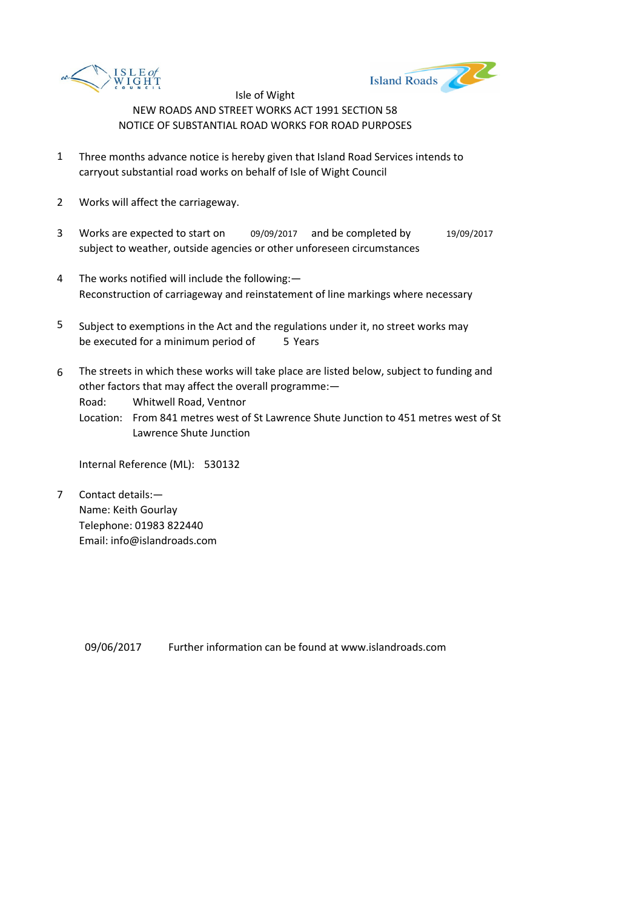Isle of Wight

NEW ROADS AND STREET WORKS ACT 1991 SECTION 58

NOTICE OF SUBSTANTIAL ROAD WORKS FOR ROAD PURPOSES

1. Three months advance notice is hereby given that Island Road Services intends to carryout substantial road works on behalf of Isle of Wight Council

2. Works will affect the carriageway.

3. Works are expected to start on 09/09/2017 and be completed by 19/09/2017 subject to weather, outside agencies or other unforeseen circumstances

4. The works notified will include the following:—
   Reconstruction of carriageway and reinstatement of line markings where necessary

5. Subject to exemptions in the Act and the regulations under it, no street works may be executed for a minimum period of 5 Years

6. The streets in which these works will take place are listed below, subject to funding and other factors that may affect the overall programme:—
   Road: Whitwell Road, Ventnor
   Location: From 841 metres west of St Lawrence Shute Junction to 451 metres west of St Lawrence Shute Junction

   Internal Reference (ML): 530132

7. Contact details:—
   Name: Keith Gourlay
   Telephone: 01983 822440
   Email: info@islandroads.com

09/06/2017 Further information can be found at www.islandroads.com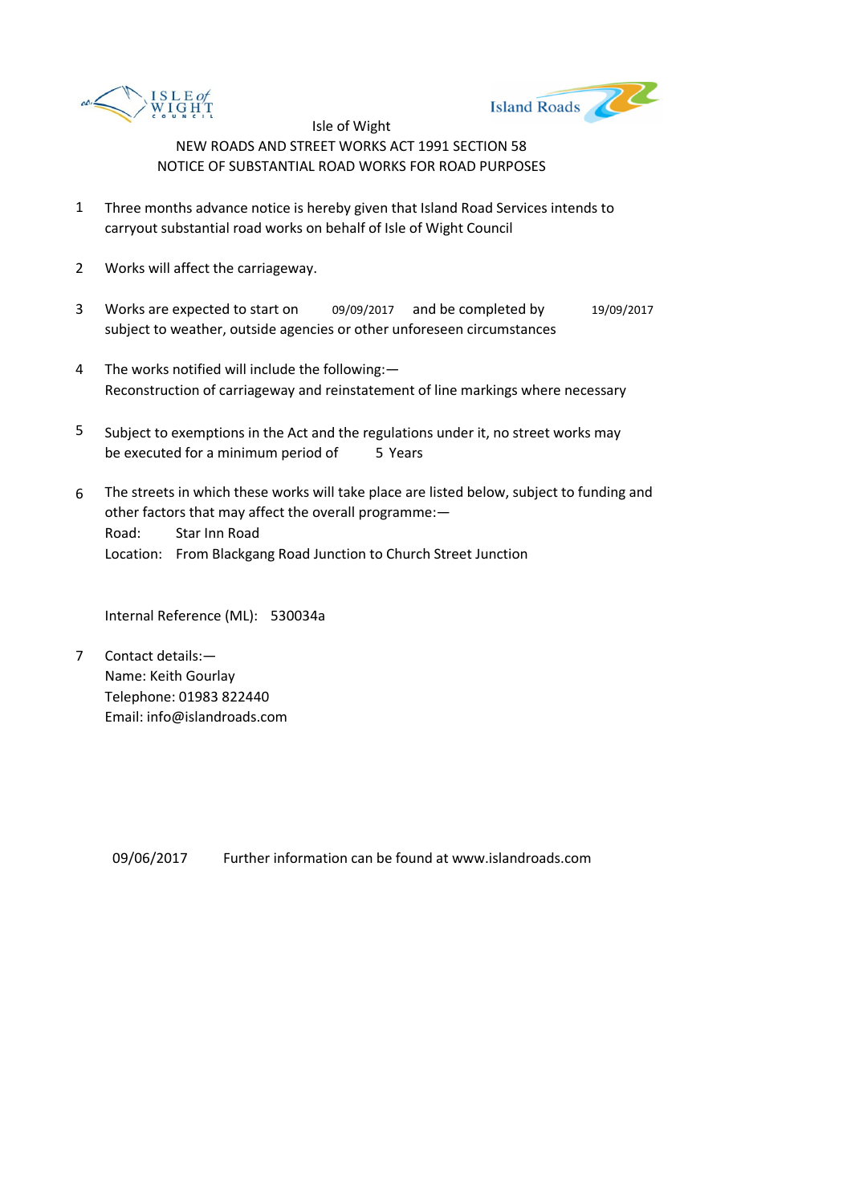Isle of Wight

NEW ROADS AND STREET WORKS ACT 1991 SECTION 58

NOTICE OF SUBSTANTIAL ROAD WORKS FOR ROAD PURPOSES

1. Three months advance notice is hereby given that Island Road Services intends to carryout substantial road works on behalf of Isle of Wight Council

2. Works will affect the carriageway.

3. Works are expected to start on 09/09/2017 and be completed by 19/09/2017 subject to weather, outside agencies or other unforeseen circumstances

4. The works notified will include the following:—
   Reconstruction of carriageway and reinstatement of line markings where necessary

5. Subject to exemptions in the Act and the regulations under it, no street works may be executed for a minimum period of 5 Years

6. The streets in which these works will take place are listed below, subject to funding and other factors that may affect the overall programme:—
   Road: Star Inn Road
   Location: From Blackgang Road Junction to Church Street Junction

   Internal Reference (ML): 530034a

7. Contact details:—
   Name: Keith Gourlay
   Telephone: 01983 822440
   Email: info@islandroads.com

09/06/2017 Further information can be found at www.islandroads.com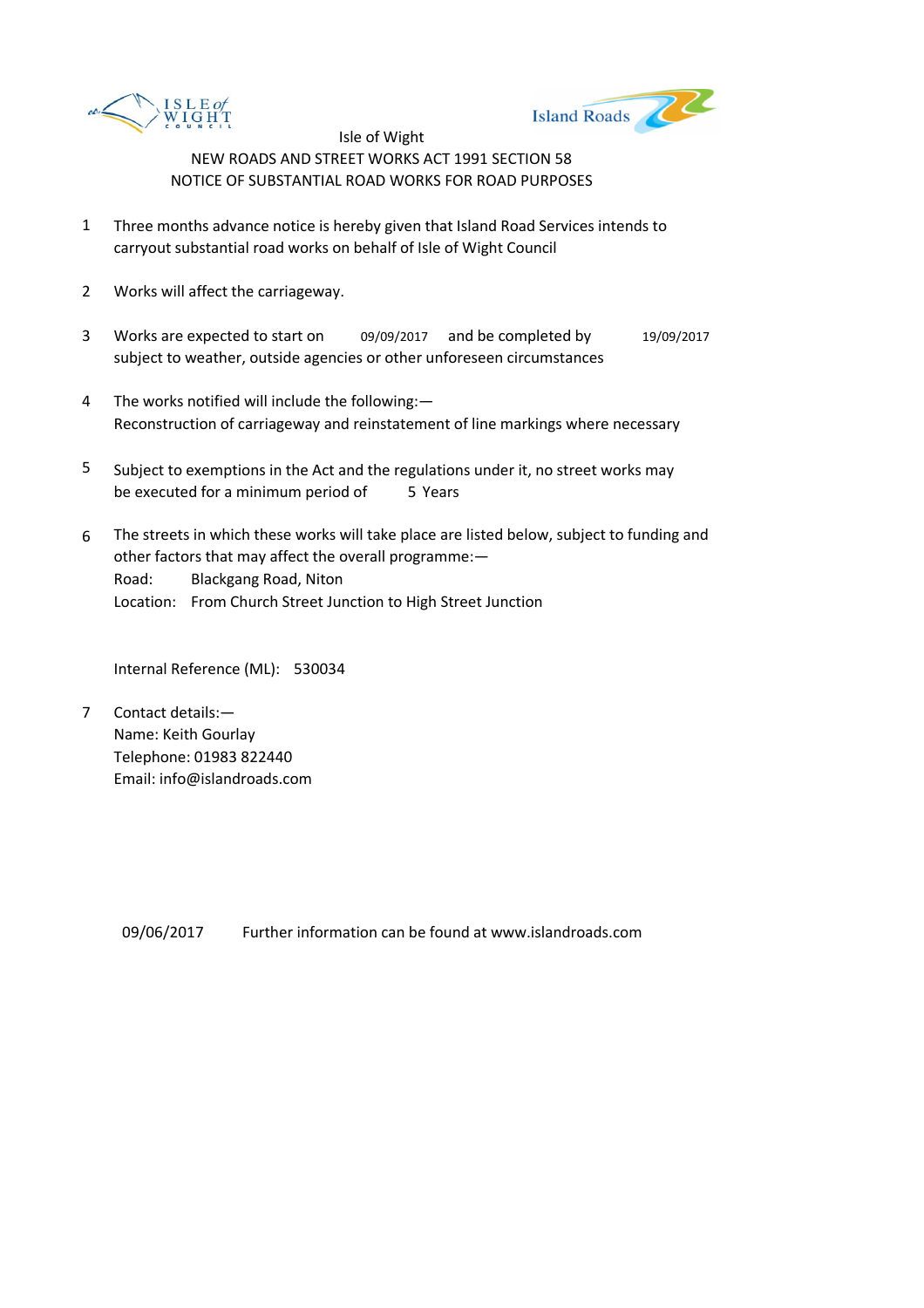Isle of Wight

NEW ROADS AND STREET WORKS ACT 1991 SECTION 58

NOTICE OF SUBSTANTIAL ROAD WORKS FOR ROAD PURPOSES

1. Three months advance notice is hereby given that Island Road Services intends to carryout substantial road works on behalf of Isle of Wight Council

2. Works will affect the carriageway.

3. Works are expected to start on 09/09/2017 and be completed by 19/09/2017 subject to weather, outside agencies or other unforeseen circumstances

4. The works notified will include the following:—
   Reconstruction of carriageway and reinstatement of line markings where necessary

5. Subject to exemptions in the Act and the regulations under it, no street works may be executed for a minimum period of 5 Years

6. The streets in which these works will take place are listed below, subject to funding and other factors that may affect the overall programme:—
   Road: Blackgang Road, Niton
   Location: From Church Street Junction to High Street Junction

   Internal Reference (ML): 530034

7. Contact details:—
   Name: Keith Gourlay
   Telephone: 01983 822440
   Email: info@islandroads.com

09/06/2017 Further information can be found at www.islandroads.com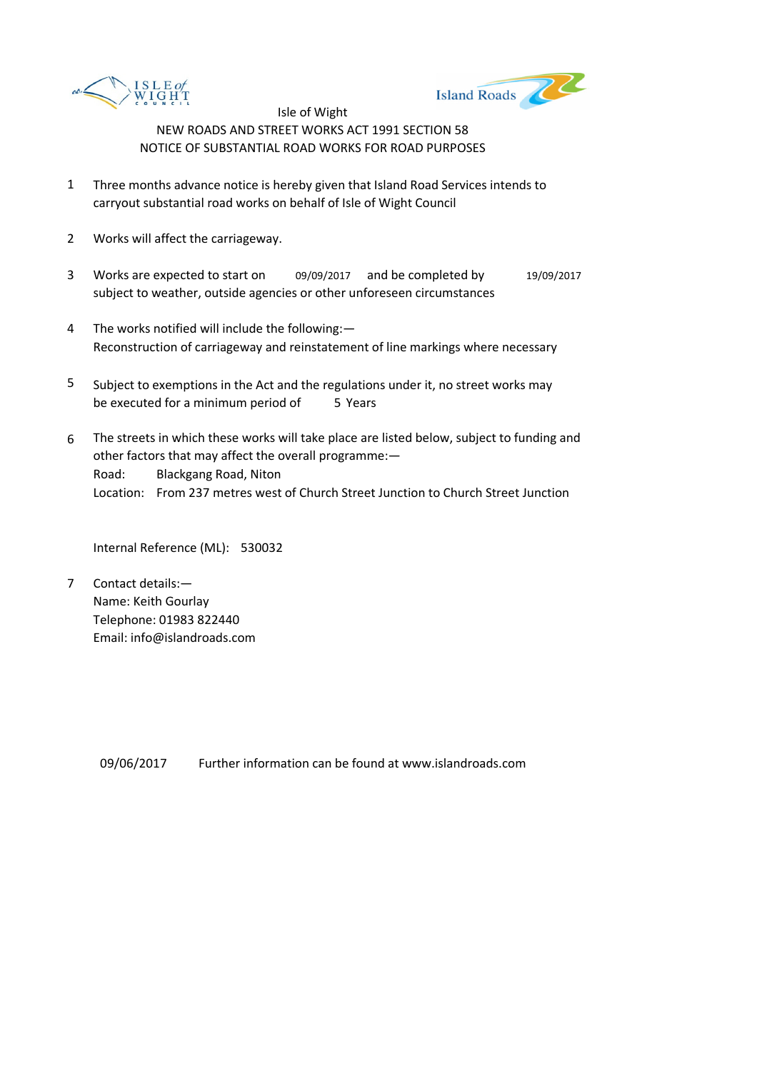Isle of Wight

NEW ROADS AND STREET WORKS ACT 1991 SECTION 58

NOTICE OF SUBSTANTIAL ROAD WORKS FOR ROAD PURPOSES

1. Three months advance notice is hereby given that Island Road Services intends to carryout substantial road works on behalf of Isle of Wight Council

2. Works will affect the carriageway.

3. Works are expected to start on 09/09/2017 and be completed by 19/09/2017 subject to weather, outside agencies or other unforeseen circumstances

4. The works notified will include the following:—
   Reconstruction of carriageway and reinstatement of line markings where necessary

5. Subject to exemptions in the Act and the regulations under it, no street works may be executed for a minimum period of 5 Years

6. The streets in which these works will take place are listed below, subject to funding and other factors that may affect the overall programme:—
   Road: Blackgang Road, Niton
   Location: From 237 metres west of Church Street Junction to Church Street Junction

   Internal Reference (ML): 530032

7. Contact details:—
   Name: Keith Gourlay
   Telephone: 01983 822440
   Email: info@islandroads.com

09/06/2017 Further information can be found at www.islandroads.com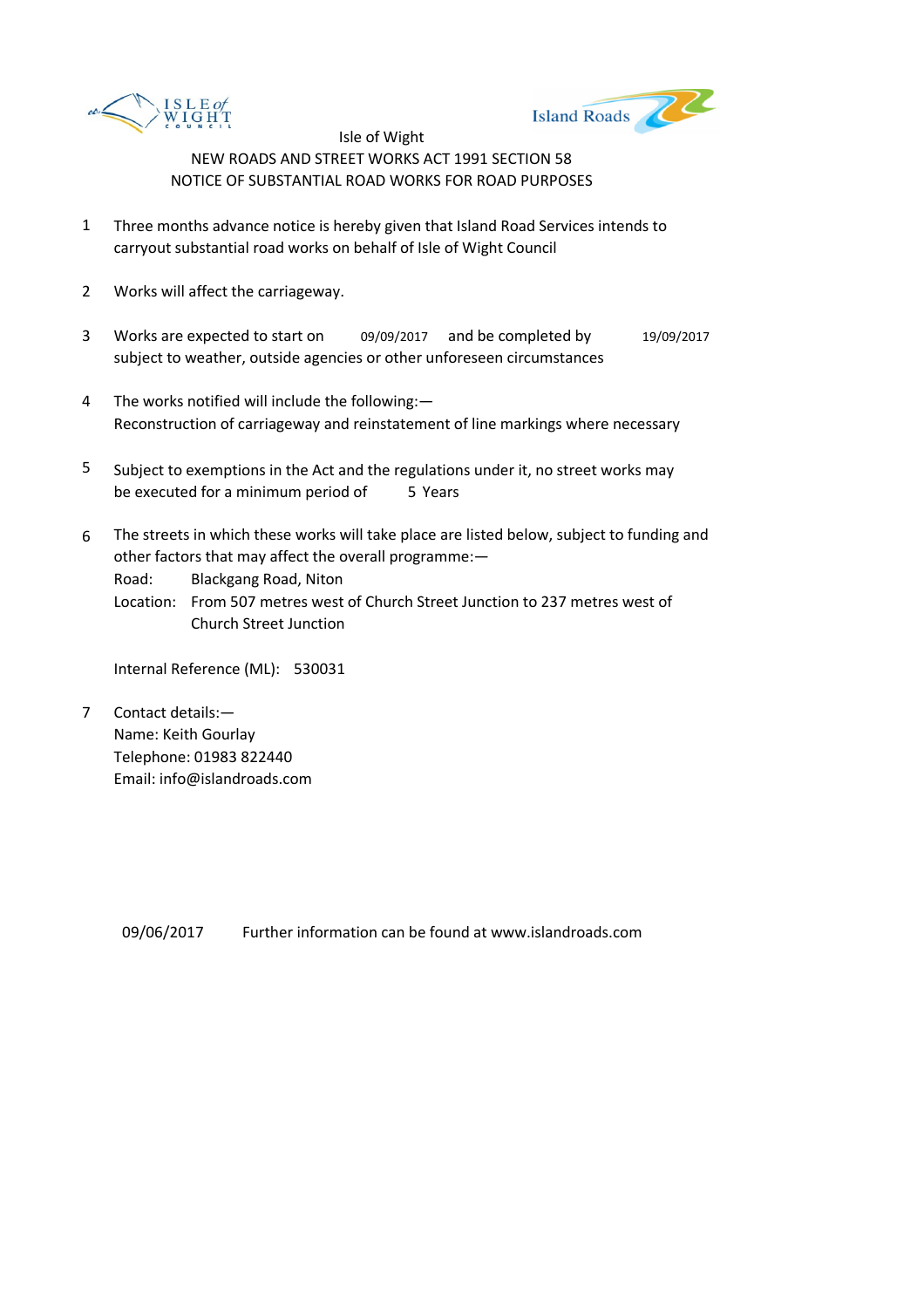Isle of Wight

NEW ROADS AND STREET WORKS ACT 1991 SECTION 58

NOTICE OF SUBSTANTIAL ROAD WORKS FOR ROAD PURPOSES

1. Three months advance notice is hereby given that Island Road Services intends to carryout substantial road works on behalf of Isle of Wight Council

2. Works will affect the carriageway.

3. Works are expected to start on 09/09/2017 and be completed by 19/09/2017 subject to weather, outside agencies or other unforeseen circumstances

4. The works notified will include the following:— Reconstruction of carriageway and reinstatement of line markings where necessary

5. Subject to exemptions in the Act and the regulations under it, no street works may be executed for a minimum period of 5 Years

6. The streets in which these works will take place are listed below, subject to funding and other factors that may affect the overall programme:—
   Road: Blackgang Road, Niton
   Location: From 507 metres west of Church Street Junction to 237 metres west of Church Street Junction

   Internal Reference (ML): 530031

7. Contact details:—
   Name: Keith Gourlay
   Telephone: 01983 822440
   Email: info@islandroads.com

09/06/2017 Further information can be found at www.islandroads.com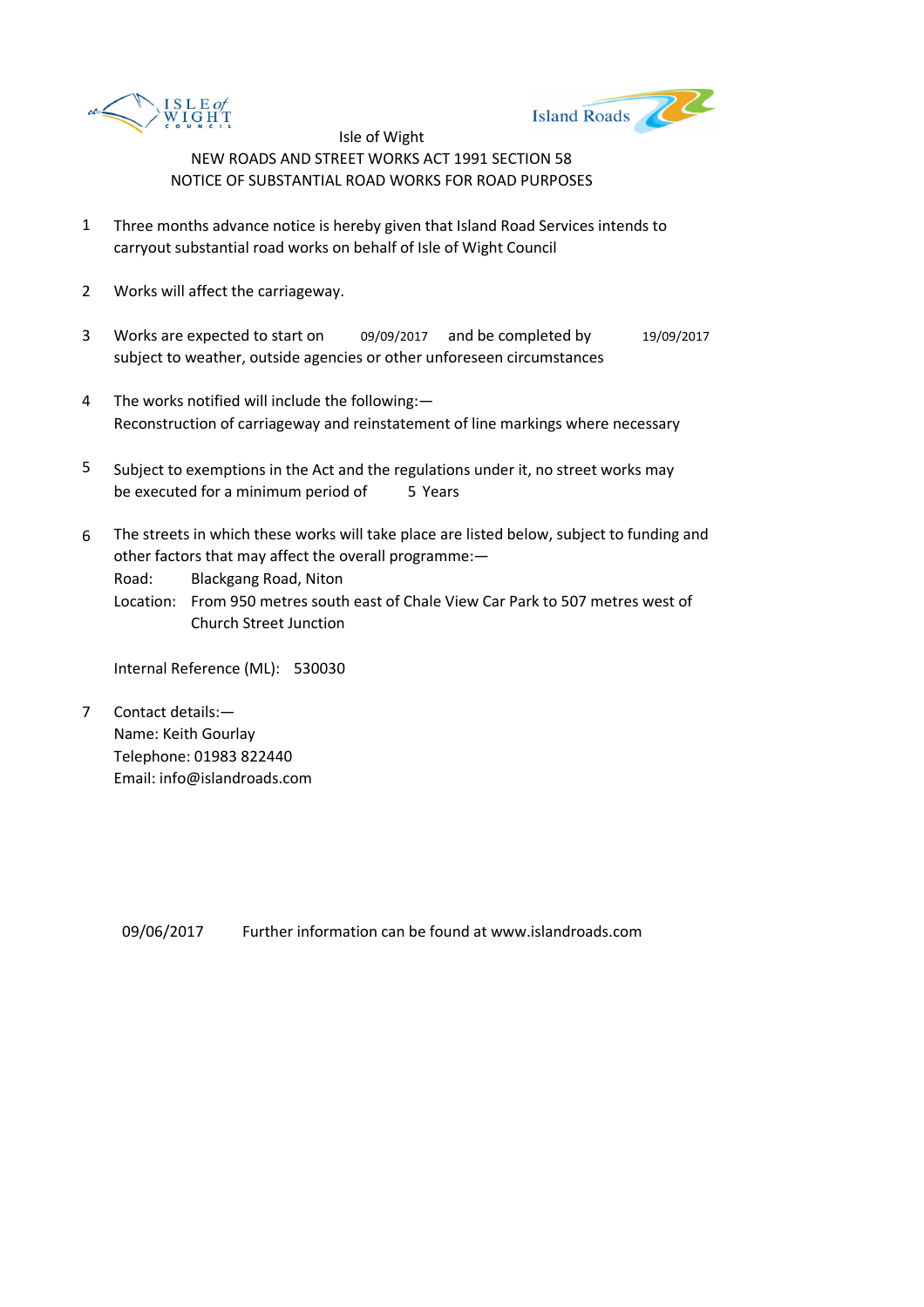Isle of Wight

NEW ROADS AND STREET WORKS ACT 1991 SECTION 58

NOTICE OF SUBSTANTIAL ROAD WORKS FOR ROAD PURPOSES

1. Three months advance notice is hereby given that Island Road Services intends to carryout substantial road works on behalf of Isle of Wight Council

2. Works will affect the carriageway.

3. Works are expected to start on 09/09/2017 and be completed by 19/09/2017 subject to weather, outside agencies or other unforeseen circumstances

4. The works notified will include the following:—
   Reconstruction of carriageway and reinstatement of line markings where necessary

5. Subject to exemptions in the Act and the regulations under it, no street works may be executed for a minimum period of 5 Years

6. The streets in which these works will take place are listed below, subject to funding and other factors that may affect the overall programme:—
   Road: Blackgang Road, Niton
   Location: From 950 metres south east of Chale View Car Park to 507 metres west of Church Street Junction

   Internal Reference (ML): 530030

7. Contact details:—
   Name: Keith Gourlay
   Telephone: 01983 822440
   Email: info@islandroads.com

09/06/2017 Further information can be found at www.islandroads.com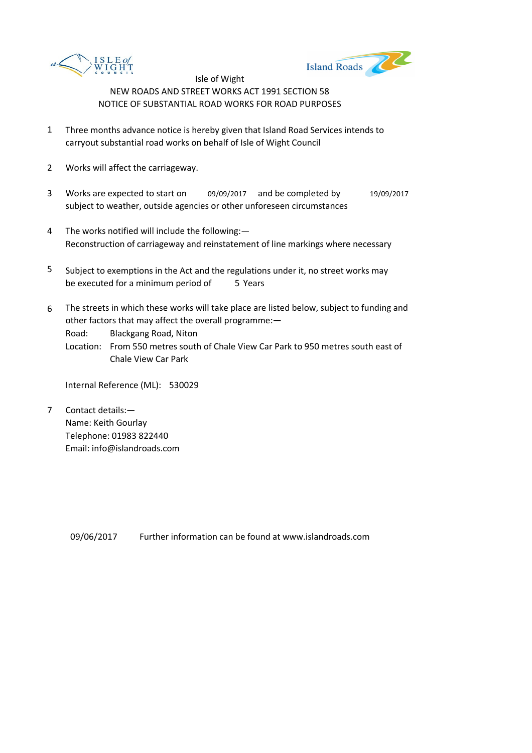Isle of Wight

NEW ROADS AND STREET WORKS ACT 1991 SECTION 58

NOTICE OF SUBSTANTIAL ROAD WORKS FOR ROAD PURPOSES

1. Three months advance notice is hereby given that Island Road Services intends to carryout substantial road works on behalf of Isle of Wight Council

2. Works will affect the carriageway.

3. Works are expected to start on 09/09/2017 and be completed by 19/09/2017 subject to weather, outside agencies or other unforeseen circumstances

4. The works notified will include the following:—
   Reconstruction of carriageway and reinstatement of line markings where necessary

5. Subject to exemptions in the Act and the regulations under it, no street works may be executed for a minimum period of 5 Years

6. The streets in which these works will take place are listed below, subject to funding and other factors that may affect the overall programme:—
   Road: Blackgang Road, Niton
   Location: From 550 metres south of Chale View Car Park to 950 metres south east of Chale View Car Park

   Internal Reference (ML): 530029

7. Contact details:—
   Name: Keith Gourlay
   Telephone: 01983 822440
   Email: info@islandroads.com

09/06/2017 Further information can be found at www.islandroads.com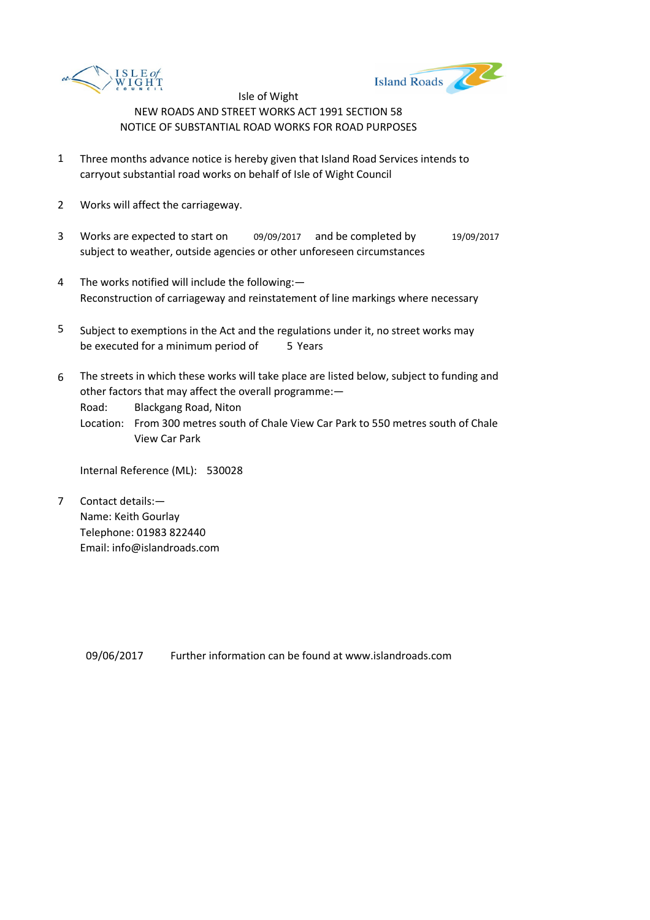Isle of Wight

NEW ROADS AND STREET WORKS ACT 1991 SECTION 58

NOTICE OF SUBSTANTIAL ROAD WORKS FOR ROAD PURPOSES

1. Three months advance notice is hereby given that Island Road Services intends to carryout substantial road works on behalf of Isle of Wight Council

2. Works will affect the carriageway.

3. Works are expected to start on 09/09/2017 and be completed by 19/09/2017 subject to weather, outside agencies or other unforeseen circumstances

4. The works notified will include the following:—
   Reconstruction of carriageway and reinstatement of line markings where necessary

5. Subject to exemptions in the Act and the regulations under it, no street works may be executed for a minimum period of 5 Years

6. The streets in which these works will take place are listed below, subject to funding and other factors that may affect the overall programme:—
   Road: Blackgang Road, Niton
   Location: From 300 metres south of Chale View Car Park to 550 metres south of Chale View Car Park

   Internal Reference (ML): 530028

7. Contact details:—
   Name: Keith Gourlay
   Telephone: 01983 822440
   Email: info@islandroads.com

09/06/2017 Further information can be found at www.islandroads.com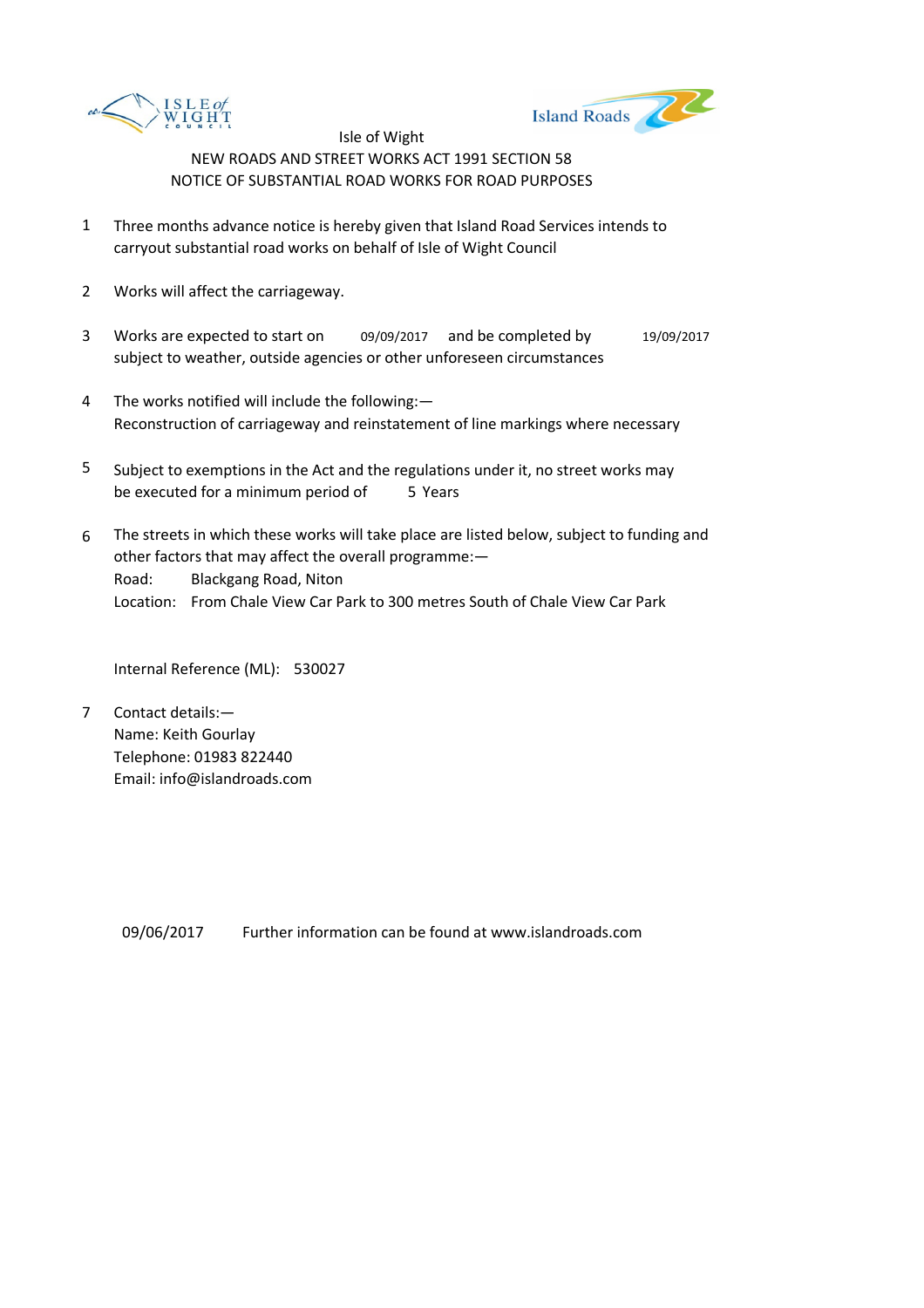Isle of Wight

NEW ROADS AND STREET WORKS ACT 1991 SECTION 58

NOTICE OF SUBSTANTIAL ROAD WORKS FOR ROAD PURPOSES

1. Three months advance notice is hereby given that Island Road Services intends to carryout substantial road works on behalf of Isle of Wight Council

2. Works will affect the carriageway.

3. Works are expected to start on 09/09/2017 and be completed by 19/09/2017 subject to weather, outside agencies or other unforeseen circumstances

4. The works notified will include the following:—
   Reconstruction of carriageway and reinstatement of line markings where necessary

5. Subject to exemptions in the Act and the regulations under it, no street works may be executed for a minimum period of 5 Years

6. The streets in which these works will take place are listed below, subject to funding and other factors that may affect the overall programme:—
   Road: Blackgang Road, Niton
   Location: From Chale View Car Park to 300 metres South of Chale View Car Park

   Internal Reference (ML): 530027

7. Contact details:—
   Name: Keith Gourlay
   Telephone: 01983 822440
   Email: info@islandroads.com

09/06/2017 Further information can be found at www.islandroads.com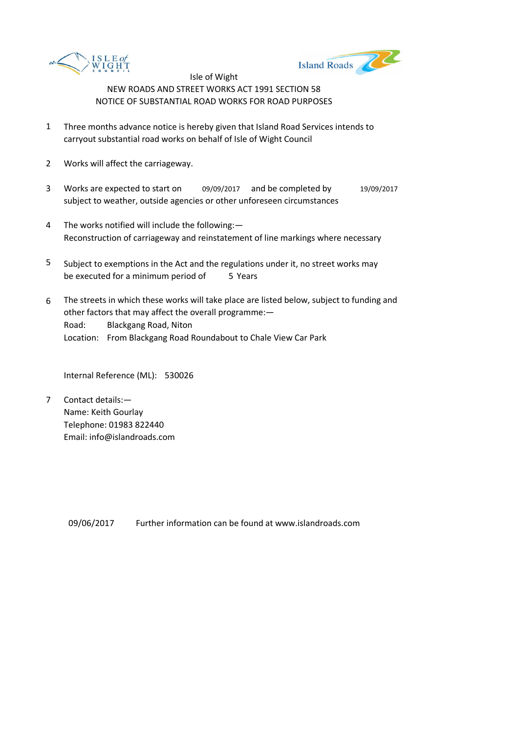Isle of Wight

NEW ROADS AND STREET WORKS ACT 1991 SECTION 58

NOTICE OF SUBSTANTIAL ROAD WORKS FOR ROAD PURPOSES

1. Three months advance notice is hereby given that Island Road Services intends to carryout substantial road works on behalf of Isle of Wight Council

2. Works will affect the carriageway.

3. Works are expected to start on 09/09/2017 and be completed by 19/09/2017 subject to weather, outside agencies or other unforeseen circumstances

4. The works notified will include the following:—
Reconstruction of carriageway and reinstatement of line markings where necessary

5. Subject to exemptions in the Act and the regulations under it, no street works may be executed for a minimum period of 5 Years

6. The streets in which these works will take place are listed below, subject to funding and other factors that may affect the overall programme:—
Road: Blackgang Road, Niton
Location: From Blackgang Road Roundabout to Chale View Car Park

   Internal Reference (ML): 530026

7. Contact details:—
Name: Keith Gourlay
Telephone: 01983 822440
Email: info@islandroads.com

09/06/2017 Further information can be found at www.islandroads.com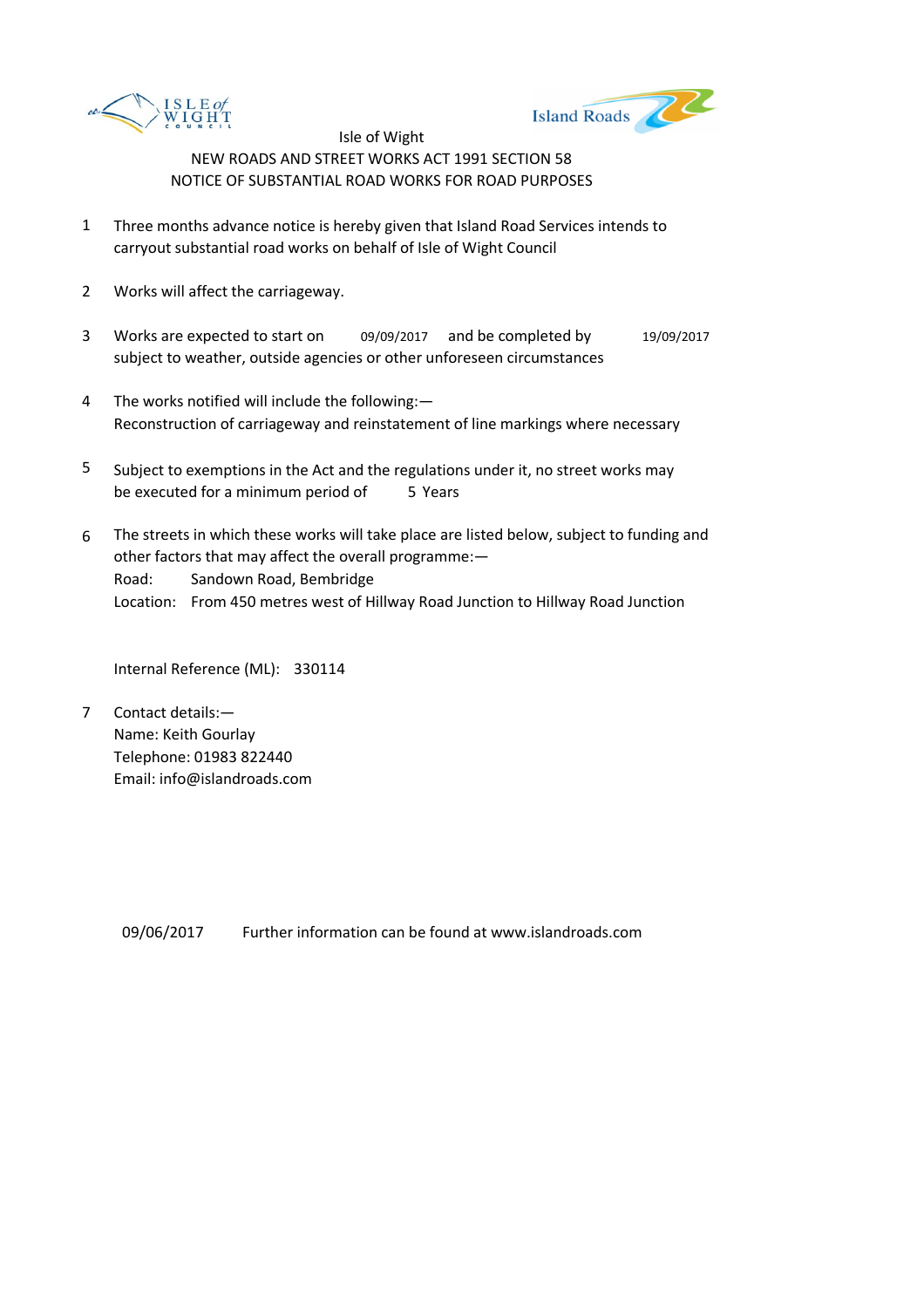Isle of Wight

NEW ROADS AND STREET WORKS ACT 1991 SECTION 58

NOTICE OF SUBSTANTIAL ROAD WORKS FOR ROAD PURPOSES

1. Three months advance notice is hereby given that Island Road Services intends to carryout substantial road works on behalf of Isle of Wight Council

2. Works will affect the carriageway.

3. Works are expected to start on 09/09/2017 and be completed by 19/09/2017 subject to weather, outside agencies or other unforeseen circumstances

4. The works notified will include the following:— Reconstruction of carriageway and reinstatement of line markings where necessary

5. Subject to exemptions in the Act and the regulations under it, no street works may be executed for a minimum period of 5 Years

6. The streets in which these works will take place are listed below, subject to funding and other factors that may affect the overall programme:—
   Road: Sandown Road, Bembridge
   Location: From 450 metres west of Hillway Road Junction to Hillway Road Junction

   Internal Reference (ML): 330114

7. Contact details:—
   Name: Keith Gourlay
   Telephone: 01983 822440
   Email: info@islandroads.com

09/06/2017 Further information can be found at www.islandroads.com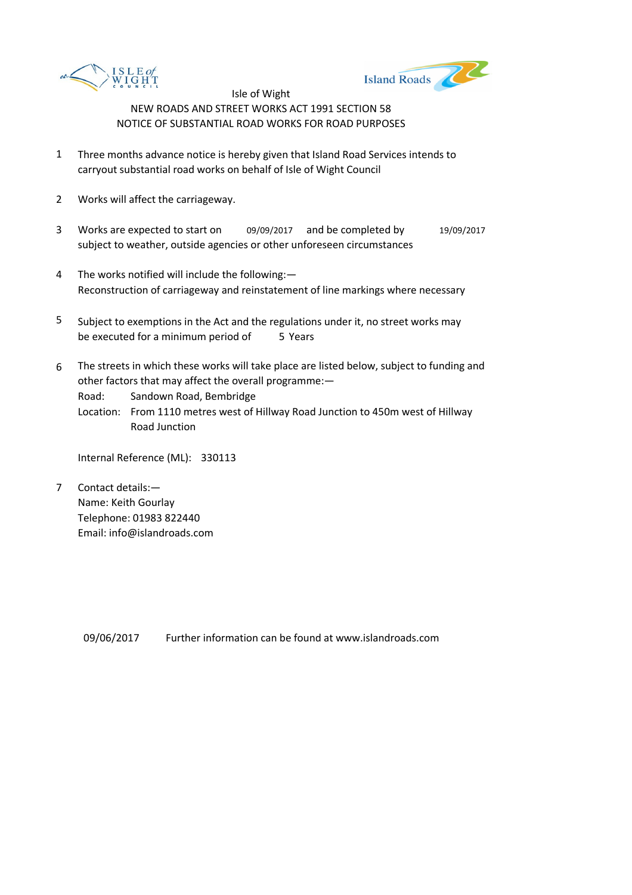Isle of Wight

NEW ROADS AND STREET WORKS ACT 1991 SECTION 58

NOTICE OF SUBSTANTIAL ROAD WORKS FOR ROAD PURPOSES

1. Three months advance notice is hereby given that Island Road Services intends to carryout substantial road works on behalf of Isle of Wight Council

2. Works will affect the carriageway.

3. Works are expected to start on 09/09/2017 and be completed by 19/09/2017 subject to weather, outside agencies or other unforeseen circumstances

4. The works notified will include the following:—
   Reconstruction of carriageway and reinstatement of line markings where necessary

5. Subject to exemptions in the Act and the regulations under it, no street works may be executed for a minimum period of 5 Years

6. The streets in which these works will take place are listed below, subject to funding and other factors that may affect the overall programme:—
   Road: Sandown Road, Bembridge
   Location: From 1110 metres west of Hillway Road Junction to 450m west of Hillway Road Junction

   Internal Reference (ML): 330113

7. Contact details:—
   Name: Keith Gourlay
   Telephone: 01983 822440
   Email: info@islandroads.com

09/06/2017 Further information can be found at www.islandroads.com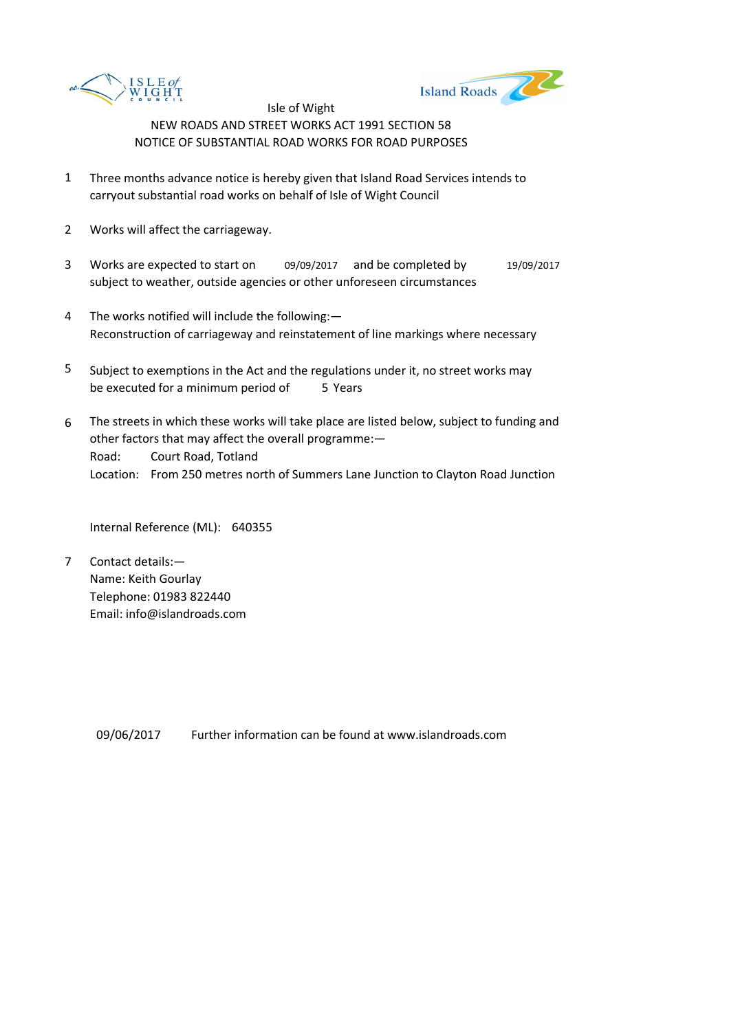Isle of Wight

NEW ROADS AND STREET WORKS ACT 1991 SECTION 58

NOTICE OF SUBSTANTIAL ROAD WORKS FOR ROAD PURPOSES

1. Three months advance notice is hereby given that Island Road Services intends to carryout substantial road works on behalf of Isle of Wight Council

2. Works will affect the carriageway.

3. Works are expected to start on 09/09/2017 and be completed by 19/09/2017 subject to weather, outside agencies or other unforeseen circumstances

4. The works notified will include the following:—
   Reconstruction of carriageway and reinstatement of line markings where necessary

5. Subject to exemptions in the Act and the regulations under it, no street works may be executed for a minimum period of 5 Years

6. The streets in which these works will take place are listed below, subject to funding and other factors that may affect the overall programme:—
   Road: Court Road, Totland
   Location: From 250 metres north of Summers Lane Junction to Clayton Road Junction

   Internal Reference (ML): 640355

7. Contact details:—
   Name: Keith Gourlay
   Telephone: 01983 822440
   Email: info@islandroads.com

09/06/2017 Further information can be found at www.islandroads.com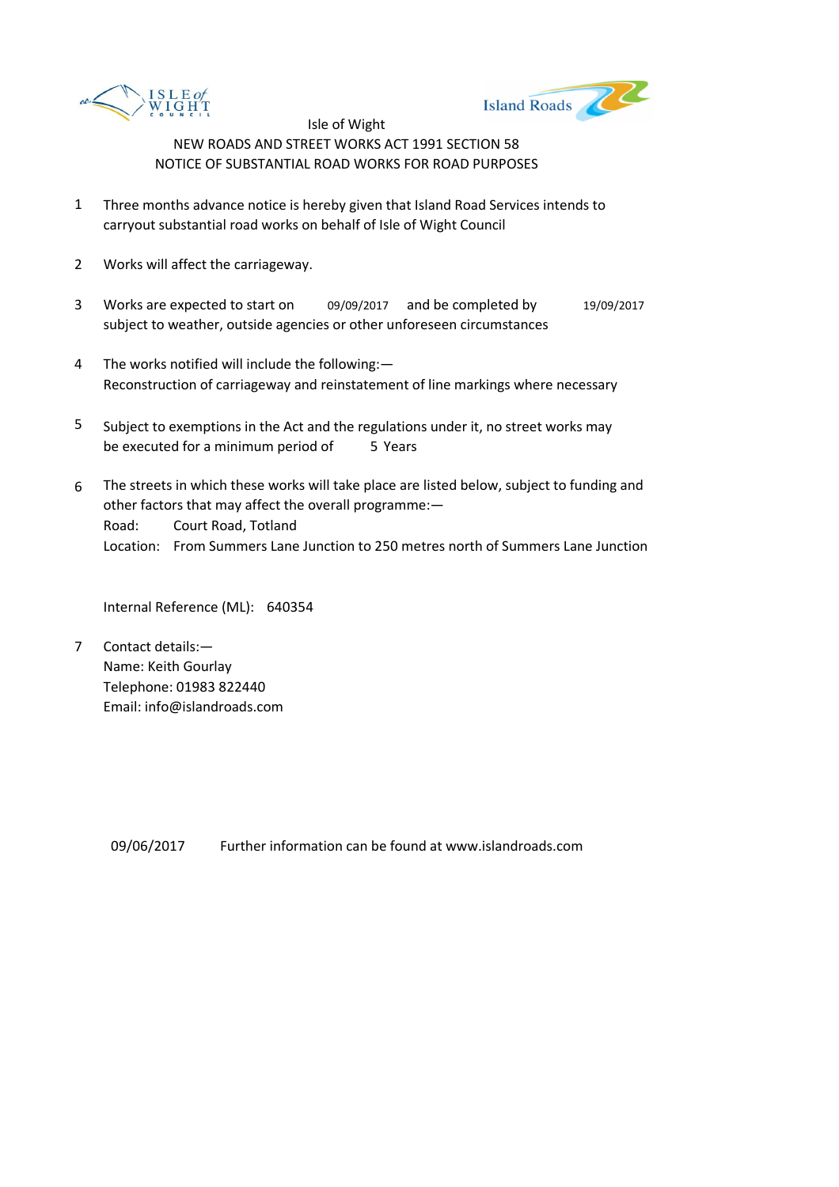Isle of Wight

NEW ROADS AND STREET WORKS ACT 1991 SECTION 58

NOTICE OF SUBSTANTIAL ROAD WORKS FOR ROAD PURPOSES

1. Three months advance notice is hereby given that Island Road Services intends to carryout substantial road works on behalf of Isle of Wight Council

2. Works will affect the carriageway.

3. Works are expected to start on 09/09/2017 and be completed by 19/09/2017 subject to weather, outside agencies or other unforeseen circumstances

4. The works notified will include the following:—
   Reconstruction of carriageway and reinstatement of line markings where necessary

5. Subject to exemptions in the Act and the regulations under it, no street works may be executed for a minimum period of 5 Years

6. The streets in which these works will take place are listed below, subject to funding and other factors that may affect the overall programme:—
   Road: Court Road, Totland
   Location: From Summers Lane Junction to 250 metres north of Summers Lane Junction

   Internal Reference (ML): 640354

7. Contact details:—
   Name: Keith Gourlay
   Telephone: 01983 822440
   Email: info@islandroads.com

09/06/2017 Further information can be found at www.islandroads.com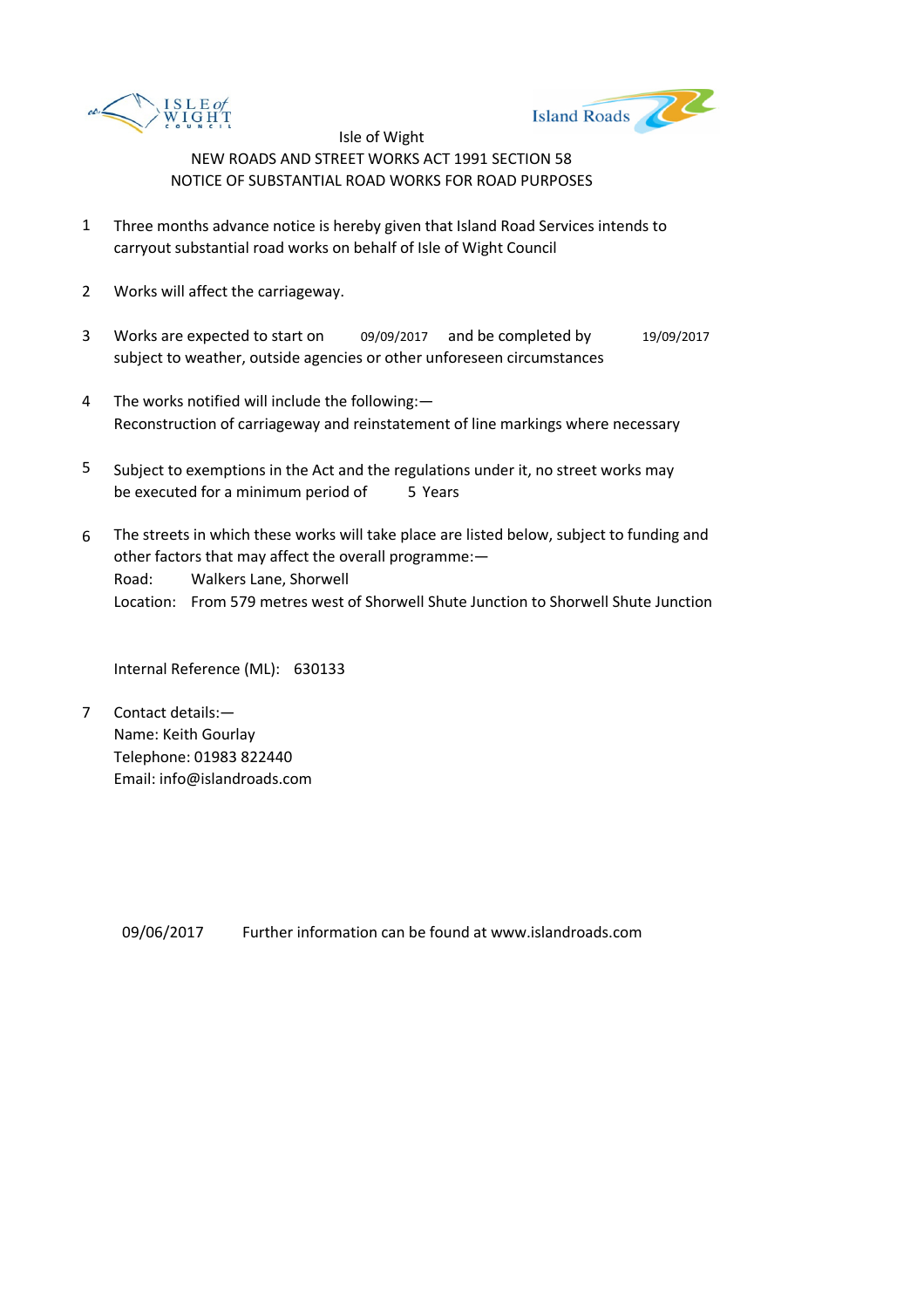Isle of Wight

NEW ROADS AND STREET WORKS ACT 1991 SECTION 58

NOTICE OF SUBSTANTIAL ROAD WORKS FOR ROAD PURPOSES

1. Three months advance notice is hereby given that Island Road Services intends to carryout substantial road works on behalf of Isle of Wight Council

2. Works will affect the carriageway.

3. Works are expected to start on 09/09/2017 and be completed by 19/09/2017 subject to weather, outside agencies or other unforeseen circumstances

4. The works notified will include the following:— Reconstruction of carriageway and reinstatement of line markings where necessary

5. Subject to exemptions in the Act and the regulations under it, no street works may be executed for a minimum period of 5 Years

6. The streets in which these works will take place are listed below, subject to funding and other factors that may affect the overall programme:—
   Road: Walkers Lane, Shorwell
   Location: From 579 metres west of Shorwell Shute Junction to Shorwell Shute Junction

   Internal Reference (ML): 630133

7. Contact details:—
   Name: Keith Gourlay
   Telephone: 01983 822440
   Email: info@islandroads.com

09/06/2017 Further information can be found at www.islandroads.com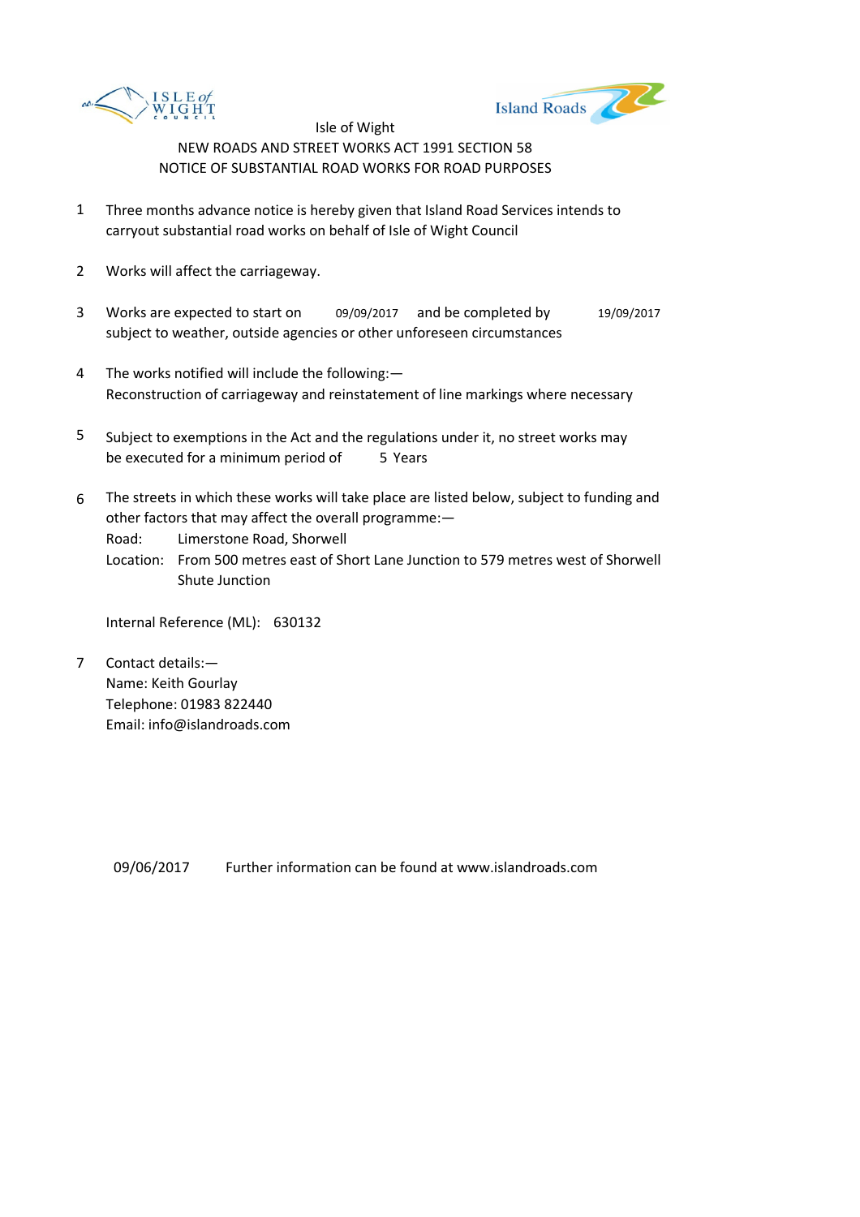Isle of Wight

NEW ROADS AND STREET WORKS ACT 1991 SECTION 58

NOTICE OF SUBSTANTIAL ROAD WORKS FOR ROAD PURPOSES

1. Three months advance notice is hereby given that Island Road Services intends to carryout substantial road works on behalf of Isle of Wight Council

2. Works will affect the carriageway.

3. Works are expected to start on 09/09/2017 and be completed by 19/09/2017 subject to weather, outside agencies or other unforeseen circumstances

4. The works notified will include the following:—
   Reconstruction of carriageway and reinstatement of line markings where necessary

5. Subject to exemptions in the Act and the regulations under it, no street works may be executed for a minimum period of 5 Years

6. The streets in which these works will take place are listed below, subject to funding and other factors that may affect the overall programme:—
   Road: Limerstone Road, Shorwell
   Location: From 500 metres east of Short Lane Junction to 579 metres west of Shorwell Shute Junction

   Internal Reference (ML): 630132

7. Contact details:—
   Name: Keith Gourlay
   Telephone: 01983 822440
   Email: info@islandroads.com

09/06/2017 Further information can be found at www.islandroads.com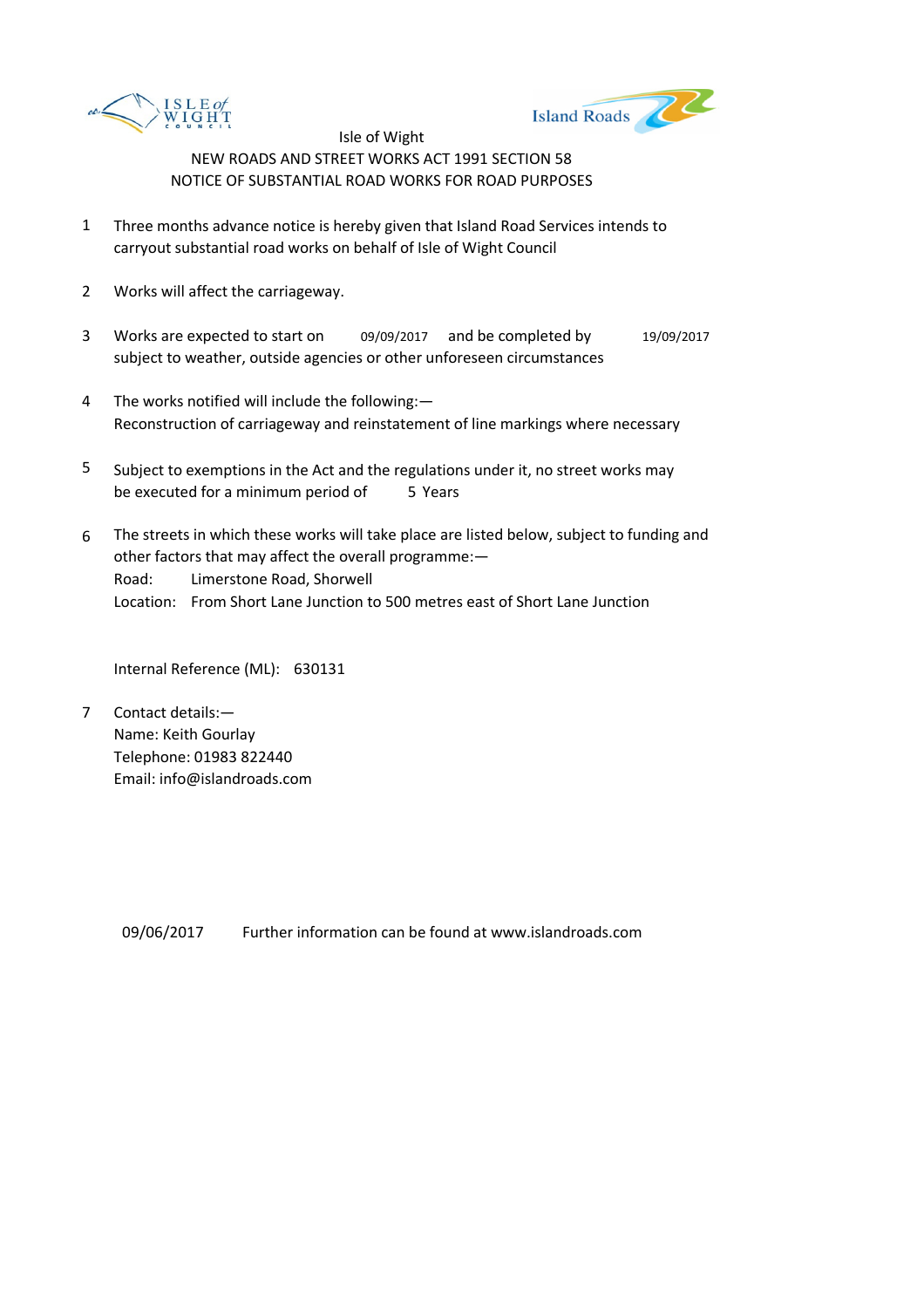Isle of Wight

NEW ROADS AND STREET WORKS ACT 1991 SECTION 58

NOTICE OF SUBSTANTIAL ROAD WORKS FOR ROAD PURPOSES

1. Three months advance notice is hereby given that Island Road Services intends to carryout substantial road works on behalf of Isle of Wight Council

2. Works will affect the carriageway.

3. Works are expected to start on 09/09/2017 and be completed by 19/09/2017 subject to weather, outside agencies or other unforeseen circumstances

4. The works notified will include the following:— Reconstruction of carriageway and reinstatement of line markings where necessary

5. Subject to exemptions in the Act and the regulations under it, no street works may be executed for a minimum period of 5 Years

6. The streets in which these works will take place are listed below, subject to funding and other factors that may affect the overall programme:—
   Road: Limerstone Road, Shorwell
   Location: From Short Lane Junction to 500 metres east of Short Lane Junction

   Internal Reference (ML): 630131

7. Contact details:—
   Name: Keith Gourlay
   Telephone: 01983 822440
   Email: info@islandroads.com

09/06/2017 Further information can be found at www.islandroads.com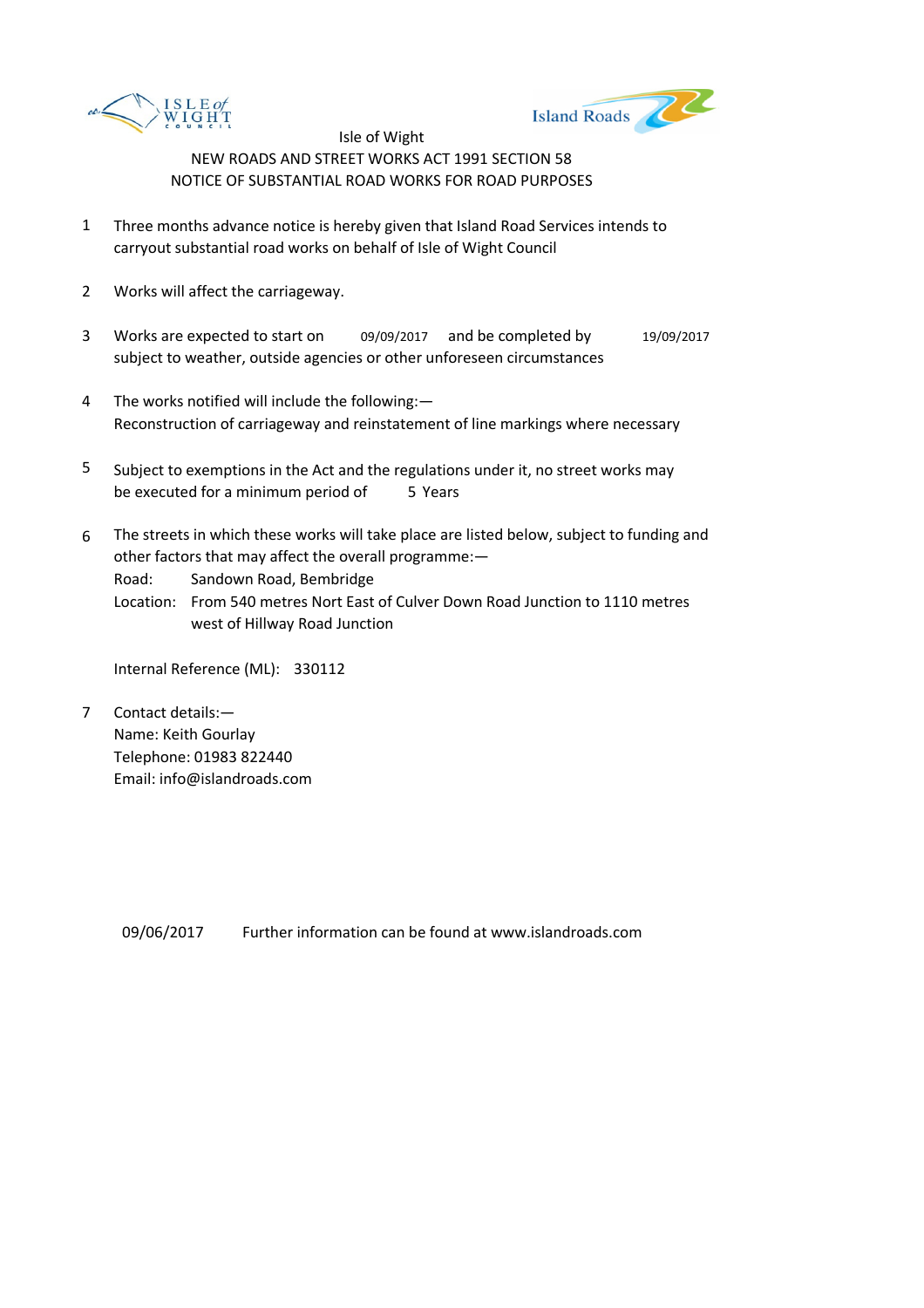Isle of Wight

NEW ROADS AND STREET WORKS ACT 1991 SECTION 58

NOTICE OF SUBSTANTIAL ROAD WORKS FOR ROAD PURPOSES

1 Three months advance notice is hereby given that Island Road Services intends to carryout substantial road works on behalf of Isle of Wight Council

2 Works will affect the carriageway.

3 Works are expected to start on 09/09/2017 and be completed by 19/09/2017 subject to weather, outside agencies or other unforeseen circumstances

4 The works notified will include the following:—
Reconstruction of carriageway and reinstatement of line markings where necessary

5 Subject to exemptions in the Act and the regulations under it, no street works may be executed for a minimum period of 5 Years

6 The streets in which these works will take place are listed below, subject to funding and other factors that may affect the overall programme:—
Road: Sandown Road, Bembridge
Location: From 540 metres Nort East of Culver Down Road Junction to 1110 metres west of Hillway Road Junction

Internal Reference (ML): 330112

7 Contact details:—
Name: Keith Gourlay
Telephone: 01983 822440
Email: info@islandroads.com

09/06/2017 Further information can be found at www.islandroads.com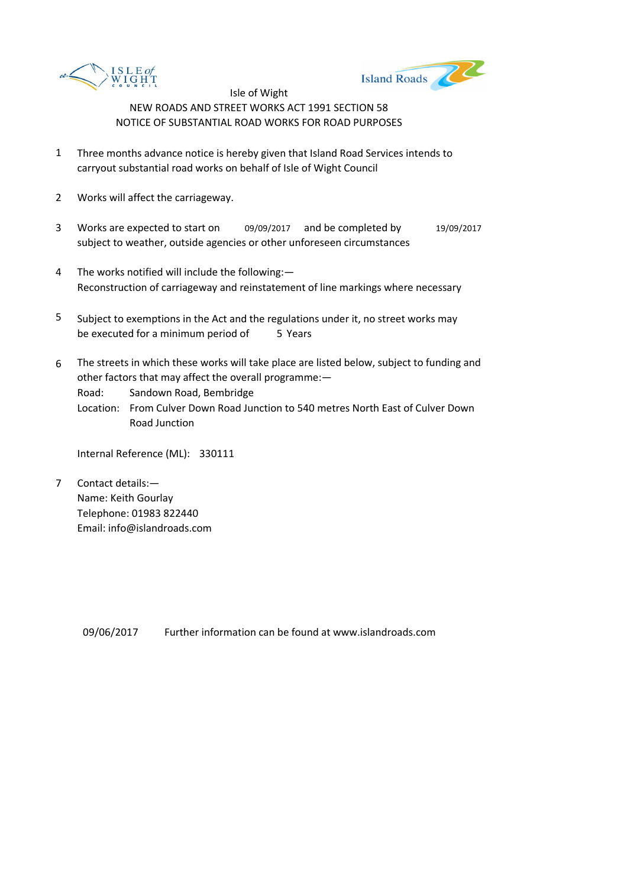Isle of Wight

NEW ROADS AND STREET WORKS ACT 1991 SECTION 58

NOTICE OF SUBSTANTIAL ROAD WORKS FOR ROAD PURPOSES

1. Three months advance notice is hereby given that Island Road Services intends to carryout substantial road works on behalf of Isle of Wight Council

2. Works will affect the carriageway.

3. Works are expected to start on 09/09/2017 and be completed by 19/09/2017 subject to weather, outside agencies or other unforeseen circumstances

4. The works notified will include the following:—
   Reconstruction of carriageway and reinstatement of line markings where necessary

5. Subject to exemptions in the Act and the regulations under it, no street works may be executed for a minimum period of 5 Years

6. The streets in which these works will take place are listed below, subject to funding and other factors that may affect the overall programme:—
   Road: Sandown Road, Bembridge
   Location: From Culver Down Road Junction to 540 metres North East of Culver Down Road Junction

   Internal Reference (ML): 330111

7. Contact details:—
   Name: Keith Gourlay
   Telephone: 01983 822440
   Email: info@islandroads.com

09/06/2017 Further information can be found at www.islandroads.com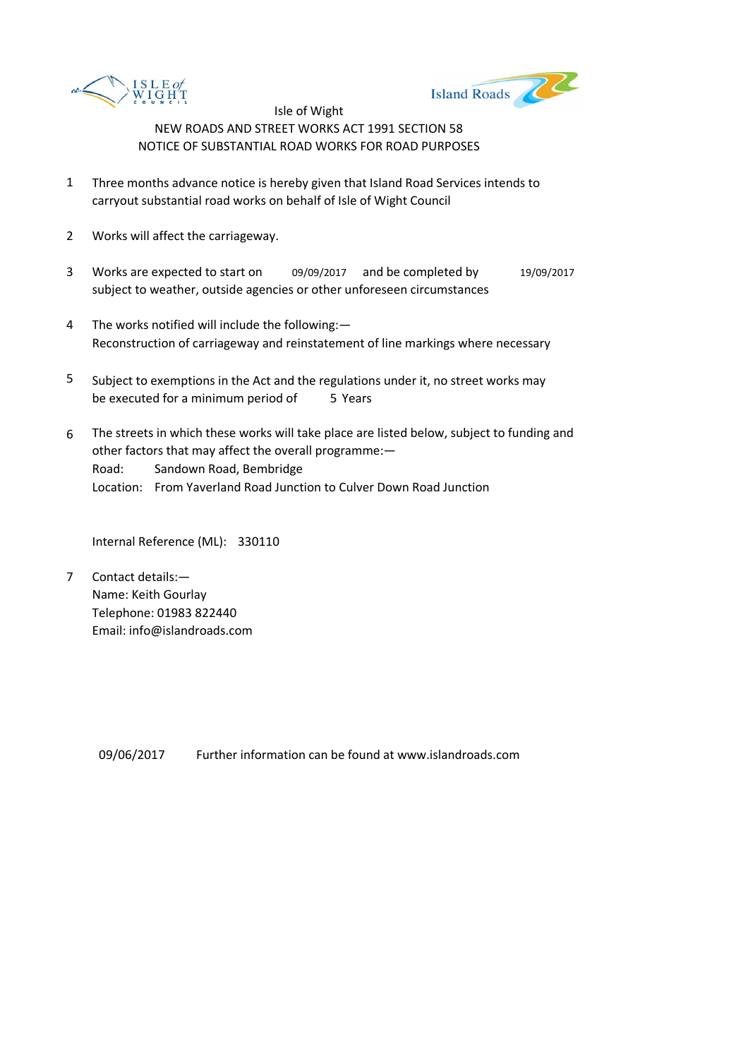Isle of Wight

NEW ROADS AND STREET WORKS ACT 1991 SECTION 58

NOTICE OF SUBSTANTIAL ROAD WORKS FOR ROAD PURPOSES

1. Three months advance notice is hereby given that Island Road Services intends to carryout substantial road works on behalf of Isle of Wight Council

2. Works will affect the carriageway.

3. Works are expected to start on 09/09/2017 and be completed by 19/09/2017 subject to weather, outside agencies or other unforeseen circumstances

4. The works notified will include the following:— Reconstruction of carriageway and reinstatement of line markings where necessary

5. Subject to exemptions in the Act and the regulations under it, no street works may be executed for a minimum period of 5 Years

6. The streets in which these works will take place are listed below, subject to funding and other factors that may affect the overall programme:—
   Road: Sandown Road, Bembridge
   Location: From Yaverland Road Junction to Culver Down Road Junction

   Internal Reference (ML): 330110

7. Contact details:—
   Name: Keith Gourlay
   Telephone: 01983 822440
   Email: info@islandroads.com

09/06/2017 Further information can be found at www.islandroads.com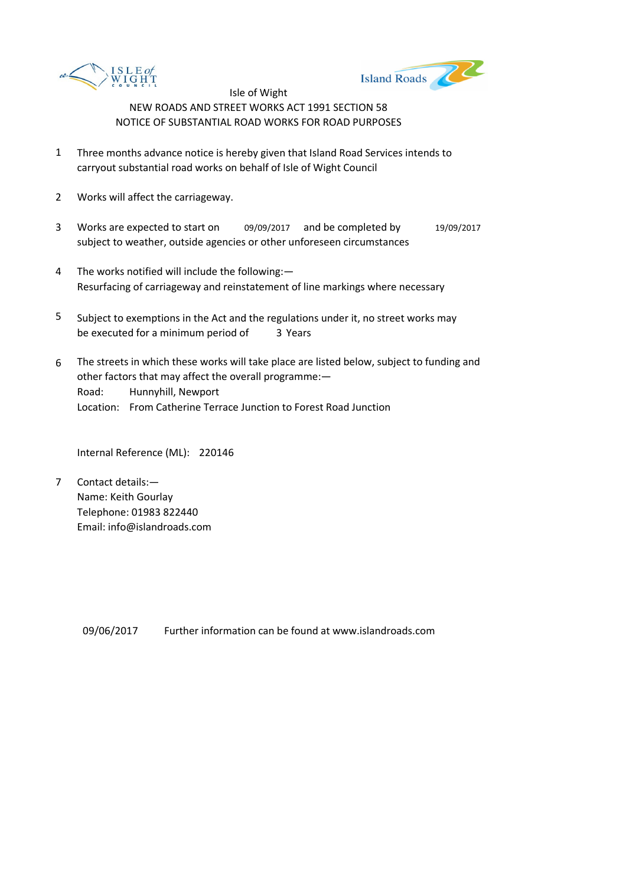Isle of Wight

NEW ROADS AND STREET WORKS ACT 1991 SECTION 58

NOTICE OF SUBSTANTIAL ROAD WORKS FOR ROAD PURPOSES

1. Three months advance notice is hereby given that Island Road Services intends to carryout substantial road works on behalf of Isle of Wight Council

2. Works will affect the carriageway.

3. Works are expected to start on 09/09/2017 and be completed by 19/09/2017 subject to weather, outside agencies or other unforeseen circumstances

4. The works notified will include the following:—
   Resurfacing of carriageway and reinstatement of line markings where necessary

5. Subject to exemptions in the Act and the regulations under it, no street works may be executed for a minimum period of 3 Years

6. The streets in which these works will take place are listed below, subject to funding and other factors that may affect the overall programme:—
   Road: Hunnyhill, Newport
   Location: From Catherine Terrace Junction to Forest Road Junction

   Internal Reference (ML): 220146

7. Contact details:—
   Name: Keith Gourlay
   Telephone: 01983 822440
   Email: info@islandroads.com

09/06/2017 Further information can be found at www.islandroads.com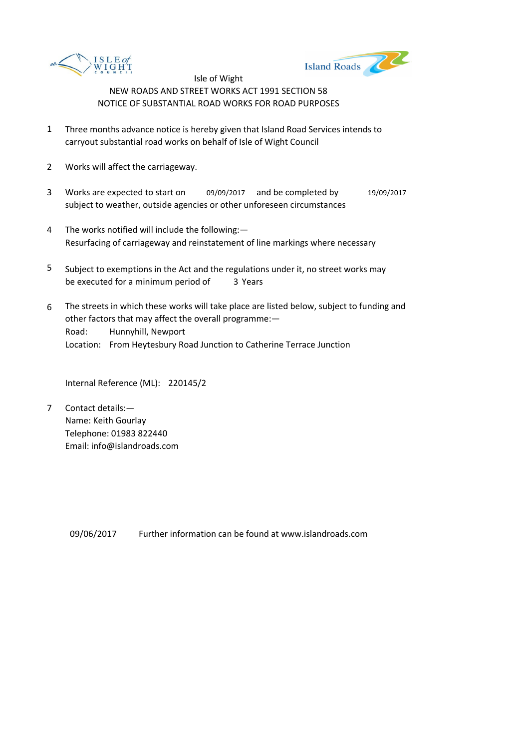Isle of Wight

NEW ROADS AND STREET WORKS ACT 1991 SECTION 58

NOTICE OF SUBSTANTIAL ROAD WORKS FOR ROAD PURPOSES

1. Three months advance notice is hereby given that Island Road Services intends to carryout substantial road works on behalf of Isle of Wight Council

2. Works will affect the carriageway.

3. Works are expected to start on 09/09/2017 and be completed by 19/09/2017 subject to weather, outside agencies or other unforeseen circumstances

4. The works notified will include the following:—
   Resurfacing of carriageway and reinstatement of line markings where necessary

5. Subject to exemptions in the Act and the regulations under it, no street works may be executed for a minimum period of 3 Years

6. The streets in which these works will take place are listed below, subject to funding and other factors that may affect the overall programme:—
   Road: Hunnyhill, Newport
   Location: From Heytesbury Road Junction to Catherine Terrace Junction

   Internal Reference (ML): 220145/2

7. Contact details:—
   Name: Keith Gourlay
   Telephone: 01983 822440
   Email: info@islandroads.com

09/06/2017 Further information can be found at www.islandroads.com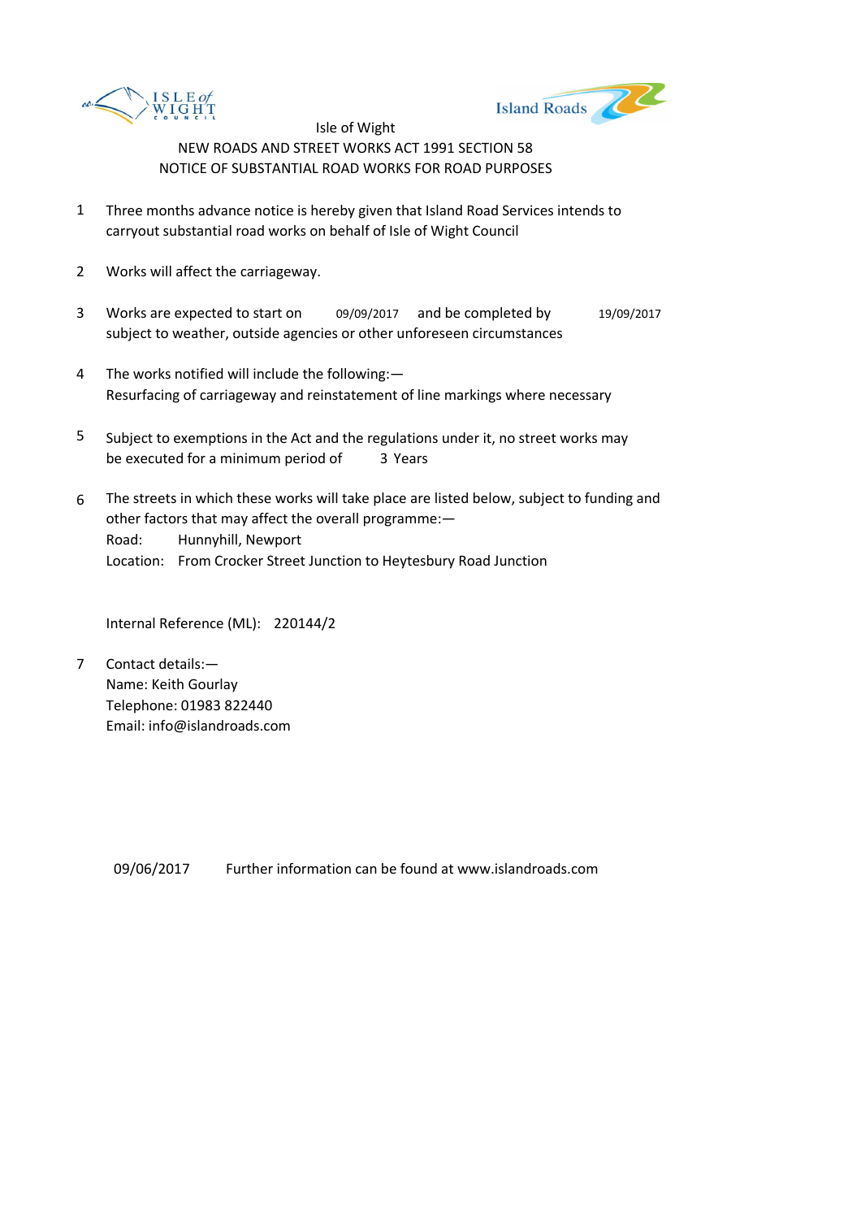Isle of Wight

NEW ROADS AND STREET WORKS ACT 1991 SECTION 58

NOTICE OF SUBSTANTIAL ROAD WORKS FOR ROAD PURPOSES

1. Three months advance notice is hereby given that Island Road Services intends to carryout substantial road works on behalf of Isle of Wight Council

2. Works will affect the carriageway.

3. Works are expected to start on 09/09/2017 and be completed by 19/09/2017 subject to weather, outside agencies or other unforeseen circumstances

4. The works notified will include the following:—
   Resurfacing of carriageway and reinstatement of line markings where necessary

5. Subject to exemptions in the Act and the regulations under it, no street works may be executed for a minimum period of 3 Years

6. The streets in which these works will take place are listed below, subject to funding and other factors that may affect the overall programme:—
   Road: Hunnyhill, Newport
   Location: From Crocker Street Junction to Heytesbury Road Junction

   Internal Reference (ML): 220144/2

7. Contact details:—
   Name: Keith Gourlay
   Telephone: 01983 822440
   Email: info@islandroads.com

09/06/2017 Further information can be found at www.islandroads.com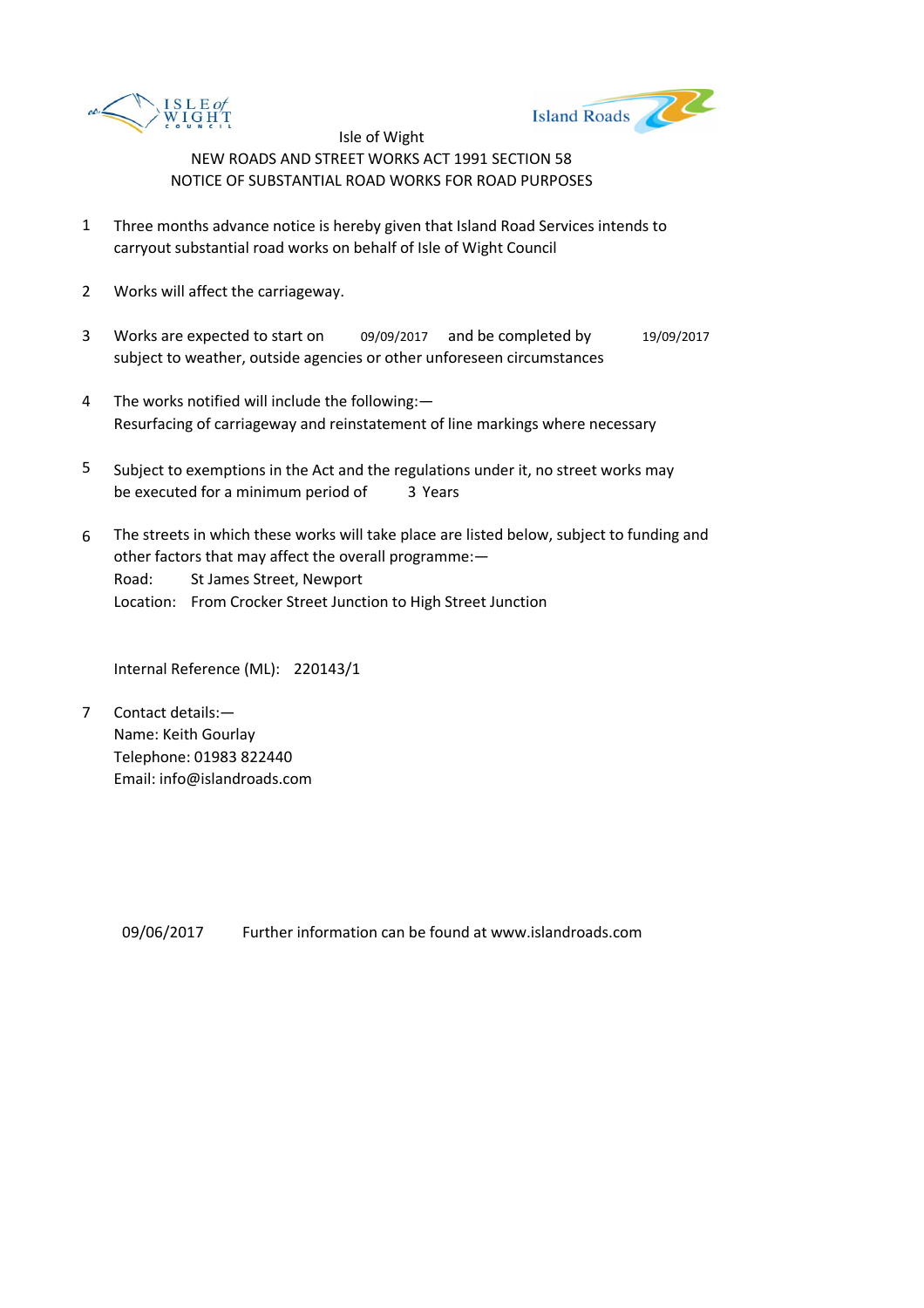Isle of Wight

NEW ROADS AND STREET WORKS ACT 1991 SECTION 58

NOTICE OF SUBSTANTIAL ROAD WORKS FOR ROAD PURPOSES

1. Three months advance notice is hereby given that Island Road Services intends to carryout substantial road works on behalf of Isle of Wight Council

2. Works will affect the carriageway.

3. Works are expected to start on 09/09/2017 and be completed by 19/09/2017 subject to weather, outside agencies or other unforeseen circumstances

4. The works notified will include the following:— Resurfacing of carriageway and reinstatement of line markings where necessary

5. Subject to exemptions in the Act and the regulations under it, no street works may be executed for a minimum period of 3 Years

6. The streets in which these works will take place are listed below, subject to funding and other factors that may affect the overall programme:—
   Road: St James Street, Newport
   Location: From Crocker Street Junction to High Street Junction

   Internal Reference (ML): 220143/1

7. Contact details:—
   Name: Keith Gourlay
   Telephone: 01983 822440
   Email: info@islandroads.com

09/06/2017 Further information can be found at www.islandroads.com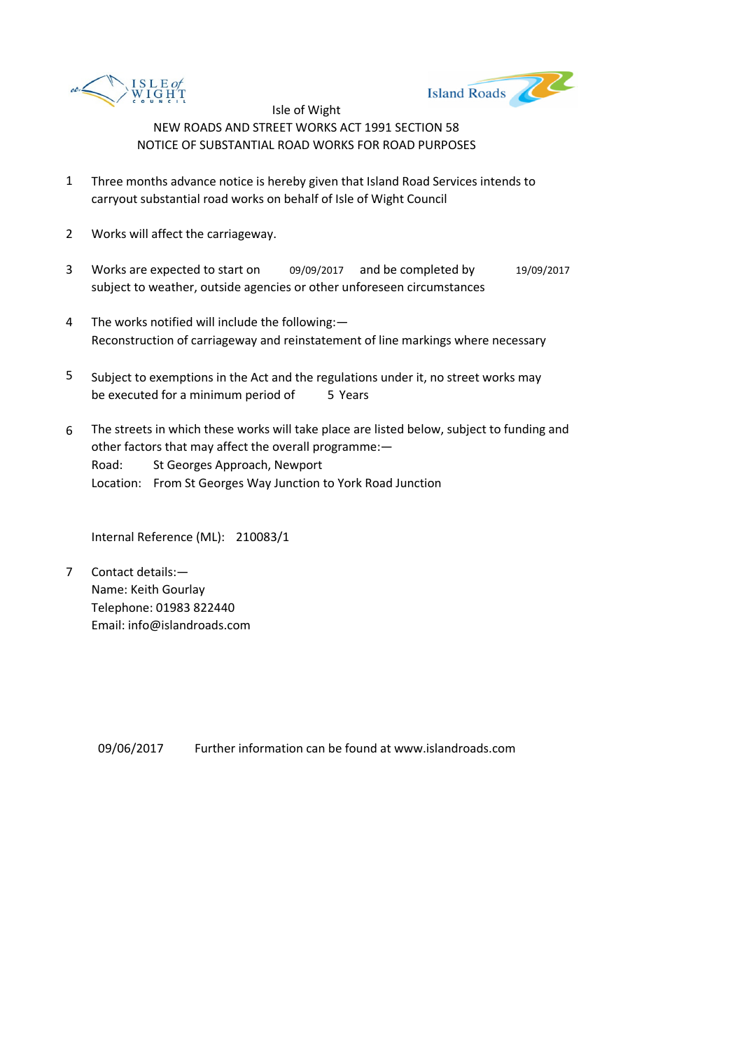Isle of Wight

NEW ROADS AND STREET WORKS ACT 1991 SECTION 58

NOTICE OF SUBSTANTIAL ROAD WORKS FOR ROAD PURPOSES

1. Three months advance notice is hereby given that Island Road Services intends to carryout substantial road works on behalf of Isle of Wight Council

2. Works will affect the carriageway.

3. Works are expected to start on 09/09/2017 and be completed by 19/09/2017 subject to weather, outside agencies or other unforeseen circumstances

4. The works notified will include the following:— Reconstruction of carriageway and reinstatement of line markings where necessary

5. Subject to exemptions in the Act and the regulations under it, no street works may be executed for a minimum period of 5 Years

6. The streets in which these works will take place are listed below, subject to funding and other factors that may affect the overall programme:—
   Road: St Georges Approach, Newport
   Location: From St Georges Way Junction to York Road Junction

   Internal Reference (ML): 210083/1

7. Contact details:—
   Name: Keith Gourlay
   Telephone: 01983 822440
   Email: info@islandroads.com

09/06/2017 Further information can be found at www.islandroads.com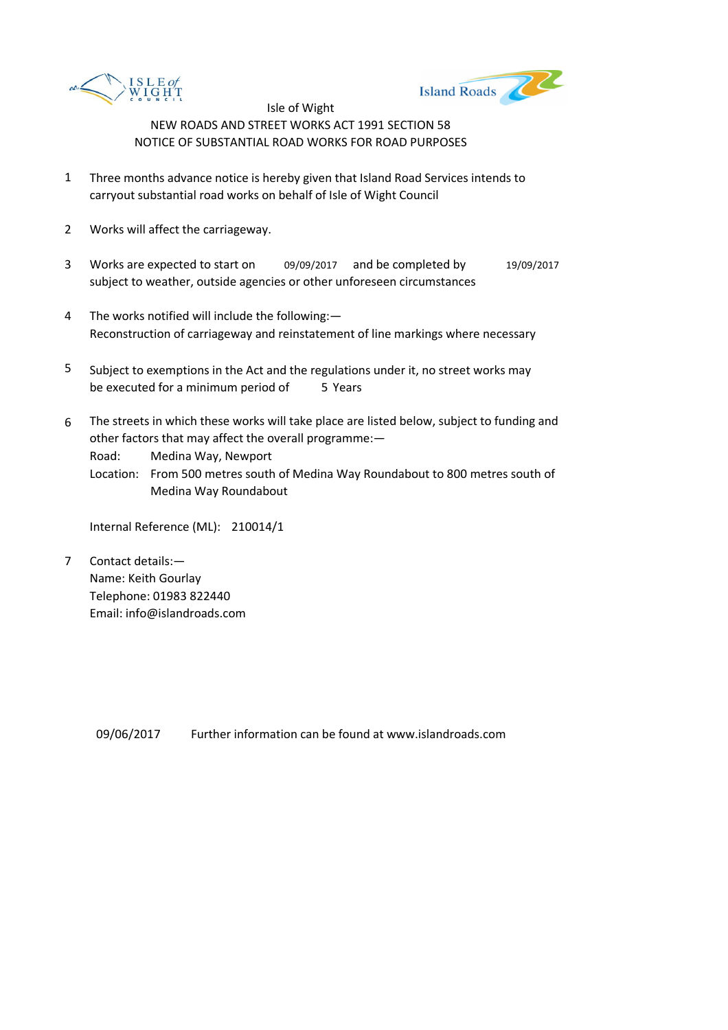Isle of Wight

NEW ROADS AND STREET WORKS ACT 1991 SECTION 58

NOTICE OF SUBSTANTIAL ROAD WORKS FOR ROAD PURPOSES

1. Three months advance notice is hereby given that Island Road Services intends to carryout substantial road works on behalf of Isle of Wight Council

2. Works will affect the carriageway.

3. Works are expected to start on 09/09/2017 and be completed by 19/09/2017 subject to weather, outside agencies or other unforeseen circumstances

4. The works notified will include the following:—
   Reconstruction of carriageway and reinstatement of line markings where necessary

5. Subject to exemptions in the Act and the regulations under it, no street works may be executed for a minimum period of 5 Years

6. The streets in which these works will take place are listed below, subject to funding and other factors that may affect the overall programme:—
   Road: Medina Way, Newport
   Location: From 500 metres south of Medina Way Roundabout to 800 metres south of Medina Way Roundabout

   Internal Reference (ML): 210014/1

7. Contact details:—
   Name: Keith Gourlay
   Telephone: 01983 822440
   Email: info@islandroads.com

09/06/2017 Further information can be found at www.islandroads.com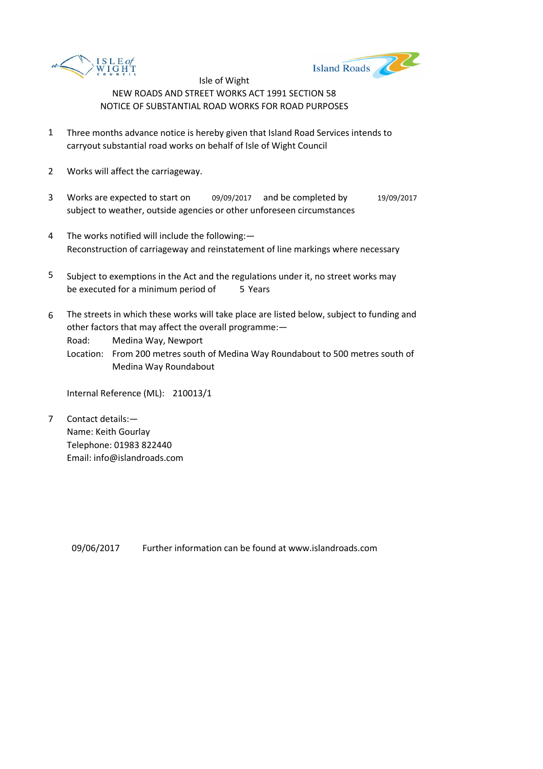Isle of Wight

NEW ROADS AND STREET WORKS ACT 1991 SECTION 58

NOTICE OF SUBSTANTIAL ROAD WORKS FOR ROAD PURPOSES

1. Three months advance notice is hereby given that Island Road Services intends to carryout substantial road works on behalf of Isle of Wight Council

2. Works will affect the carriageway.

3. Works are expected to start on 09/09/2017 and be completed by 19/09/2017 subject to weather, outside agencies or other unforeseen circumstances

4. The works notified will include the following:—
   Reconstruction of carriageway and reinstatement of line markings where necessary

5. Subject to exemptions in the Act and the regulations under it, no street works may be executed for a minimum period of 5 Years

6. The streets in which these works will take place are listed below, subject to funding and other factors that may affect the overall programme:—
   Road: Medina Way, Newport
   Location: From 200 metres south of Medina Way Roundabout to 500 metres south of Medina Way Roundabout

   Internal Reference (ML): 210013/1

7. Contact details:—
   Name: Keith Gourlay
   Telephone: 01983 822440
   Email: info@islandroads.com

09/06/2017 Further information can be found at www.islandroads.com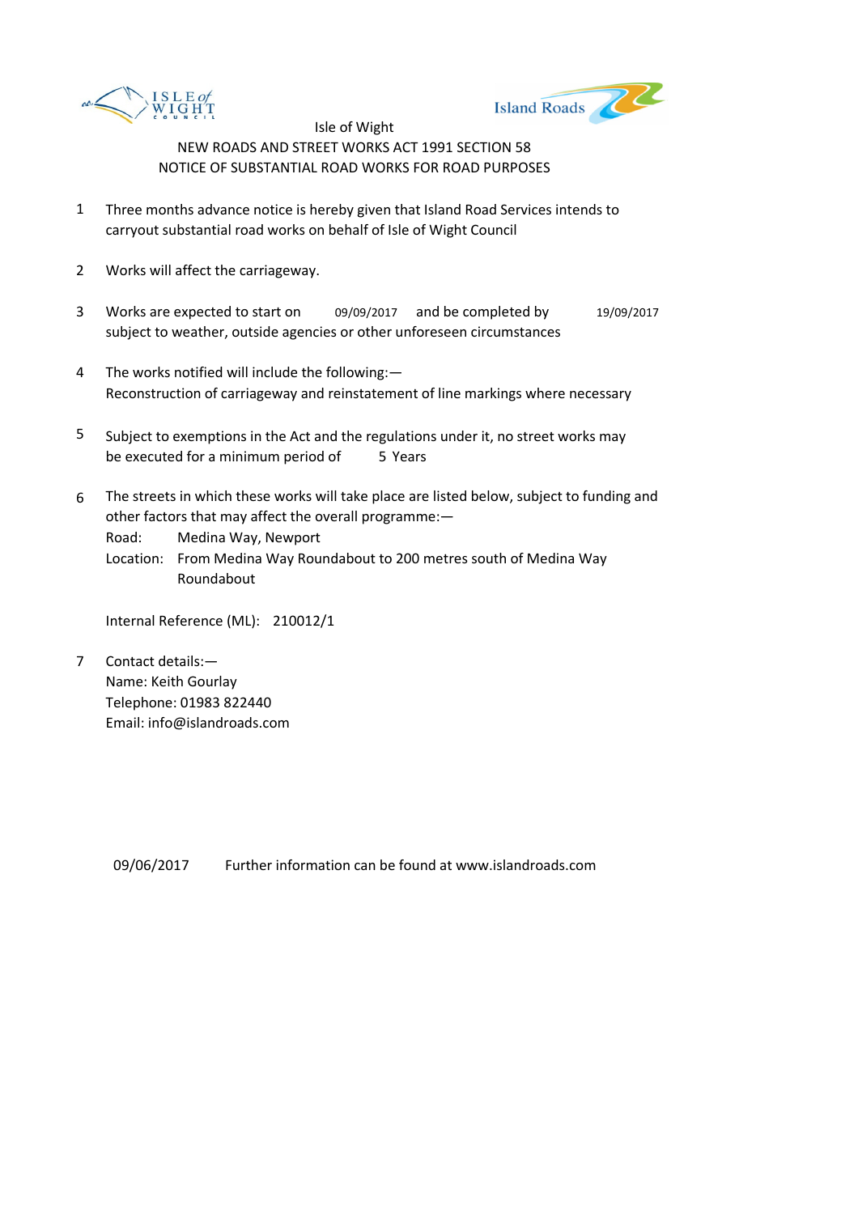Isle of Wight

NEW ROADS AND STREET WORKS ACT 1991 SECTION 58

NOTICE OF SUBSTANTIAL ROAD WORKS FOR ROAD PURPOSES

1. Three months advance notice is hereby given that Island Road Services intends to carryout substantial road works on behalf of Isle of Wight Council

2. Works will affect the carriageway.

3. Works are expected to start on 09/09/2017 and be completed by 19/09/2017 subject to weather, outside agencies or other unforeseen circumstances

4. The works notified will include the following:—
   Reconstruction of carriageway and reinstatement of line markings where necessary

5. Subject to exemptions in the Act and the regulations under it, no street works may be executed for a minimum period of 5 Years

6. The streets in which these works will take place are listed below, subject to funding and other factors that may affect the overall programme:—
   Road: Medina Way, Newport
   Location: From Medina Way Roundabout to 200 metres south of Medina Way Roundabout

   Internal Reference (ML): 210012/1

7. Contact details:—
   Name: Keith Gourlay
   Telephone: 01983 822440
   Email: info@islandroads.com

09/06/2017 Further information can be found at www.islandroads.com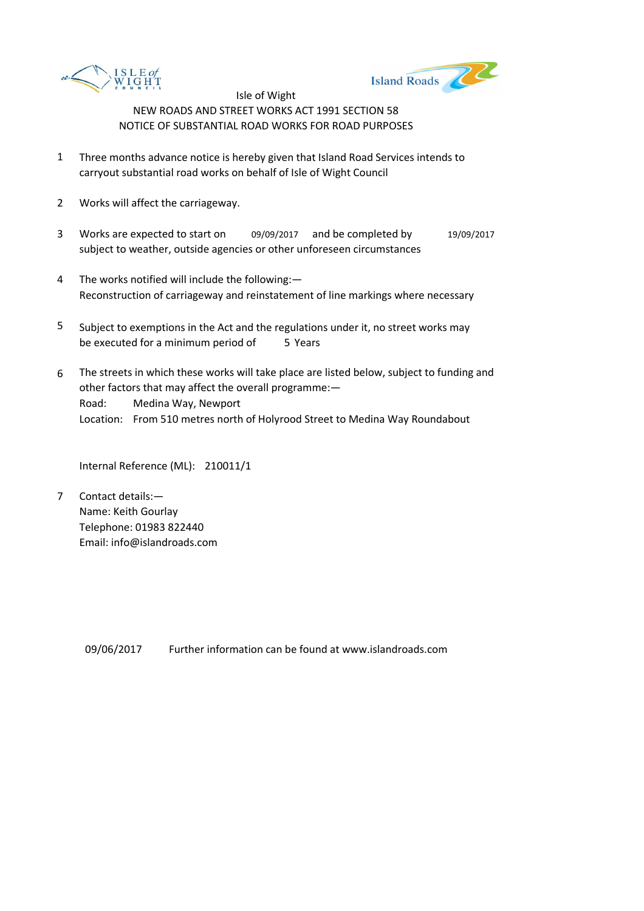Isle of Wight

NEW ROADS AND STREET WORKS ACT 1991 SECTION 58

NOTICE OF SUBSTANTIAL ROAD WORKS FOR ROAD PURPOSES

1. Three months advance notice is hereby given that Island Road Services intends to carryout substantial road works on behalf of Isle of Wight Council

2. Works will affect the carriageway.

3. Works are expected to start on 09/09/2017 and be completed by 19/09/2017 subject to weather, outside agencies or other unforeseen circumstances

4. The works notified will include the following:—
Reconstruction of carriageway and reinstatement of line markings where necessary

5. Subject to exemptions in the Act and the regulations under it, no street works may be executed for a minimum period of 5 Years

6. The streets in which these works will take place are listed below, subject to funding and other factors that may affect the overall programme:—
Road: Medina Way, Newport
Location: From 510 metres north of Holyrood Street to Medina Way Roundabout

Internal Reference (ML): 210011/1

7. Contact details:—
Name: Keith Gourlay
Telephone: 01983 822440
Email: info@islandroads.com

09/06/2017 Further information can be found at www.islandroads.com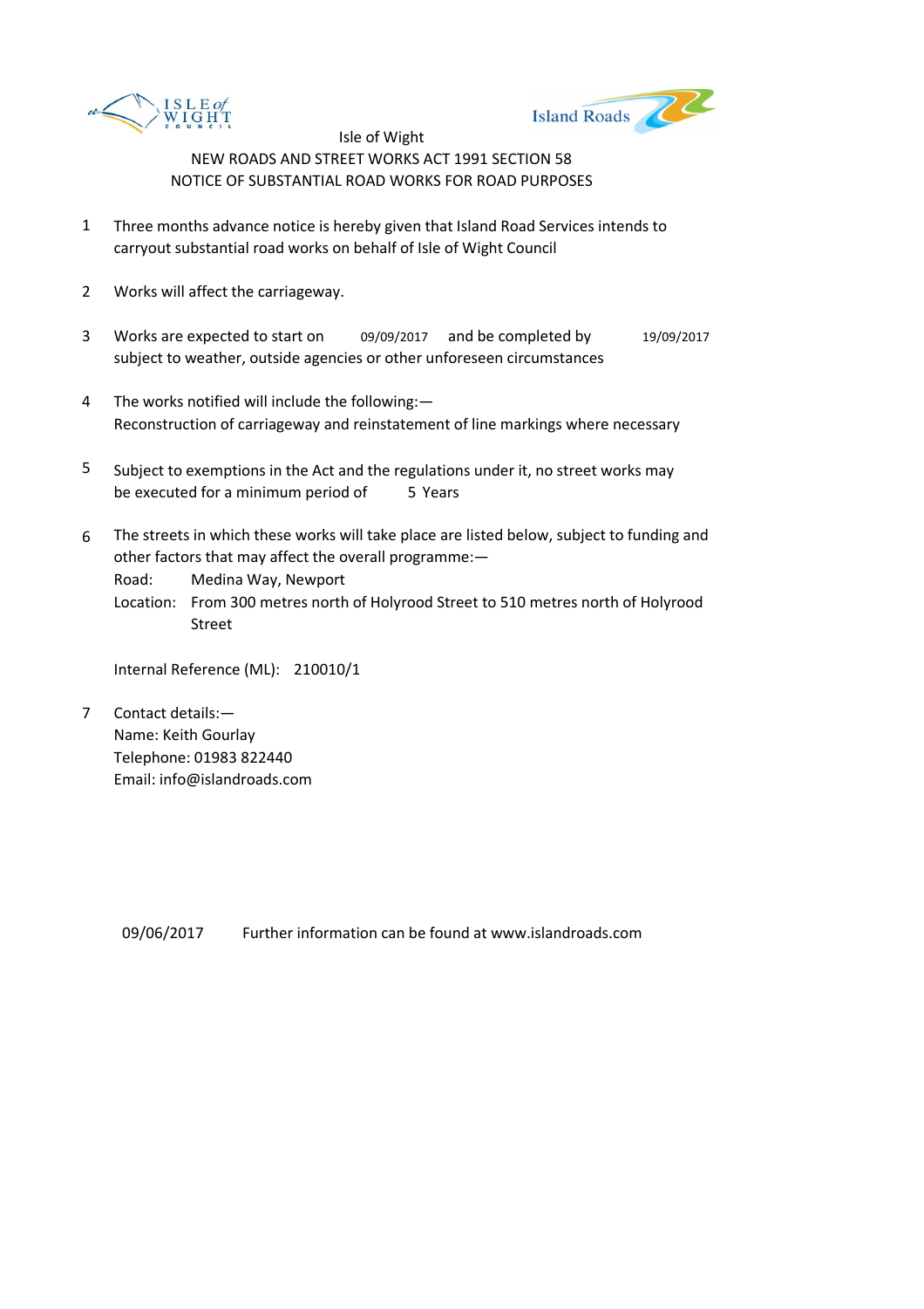Isle of Wight

NEW ROADS AND STREET WORKS ACT 1991 SECTION 58

NOTICE OF SUBSTANTIAL ROAD WORKS FOR ROAD PURPOSES

1. Three months advance notice is hereby given that Island Road Services intends to carryout substantial road works on behalf of Isle of Wight Council

2. Works will affect the carriageway.

3. Works are expected to start on 09/09/2017 and be completed by 19/09/2017 subject to weather, outside agencies or other unforeseen circumstances

4. The works notified will include the following:—
   Reconstruction of carriageway and reinstatement of line markings where necessary

5. Subject to exemptions in the Act and the regulations under it, no street works may be executed for a minimum period of 5 Years

6. The streets in which these works will take place are listed below, subject to funding and other factors that may affect the overall programme:—
   Road: Medina Way, Newport
   Location: From 300 metres north of Holyrood Street to 510 metres north of Holyrood Street

   Internal Reference (ML): 210010/1

7. Contact details:—
   Name: Keith Gourlay
   Telephone: 01983 822440
   Email: info@islandroads.com

09/06/2017 Further information can be found at www.islandroads.com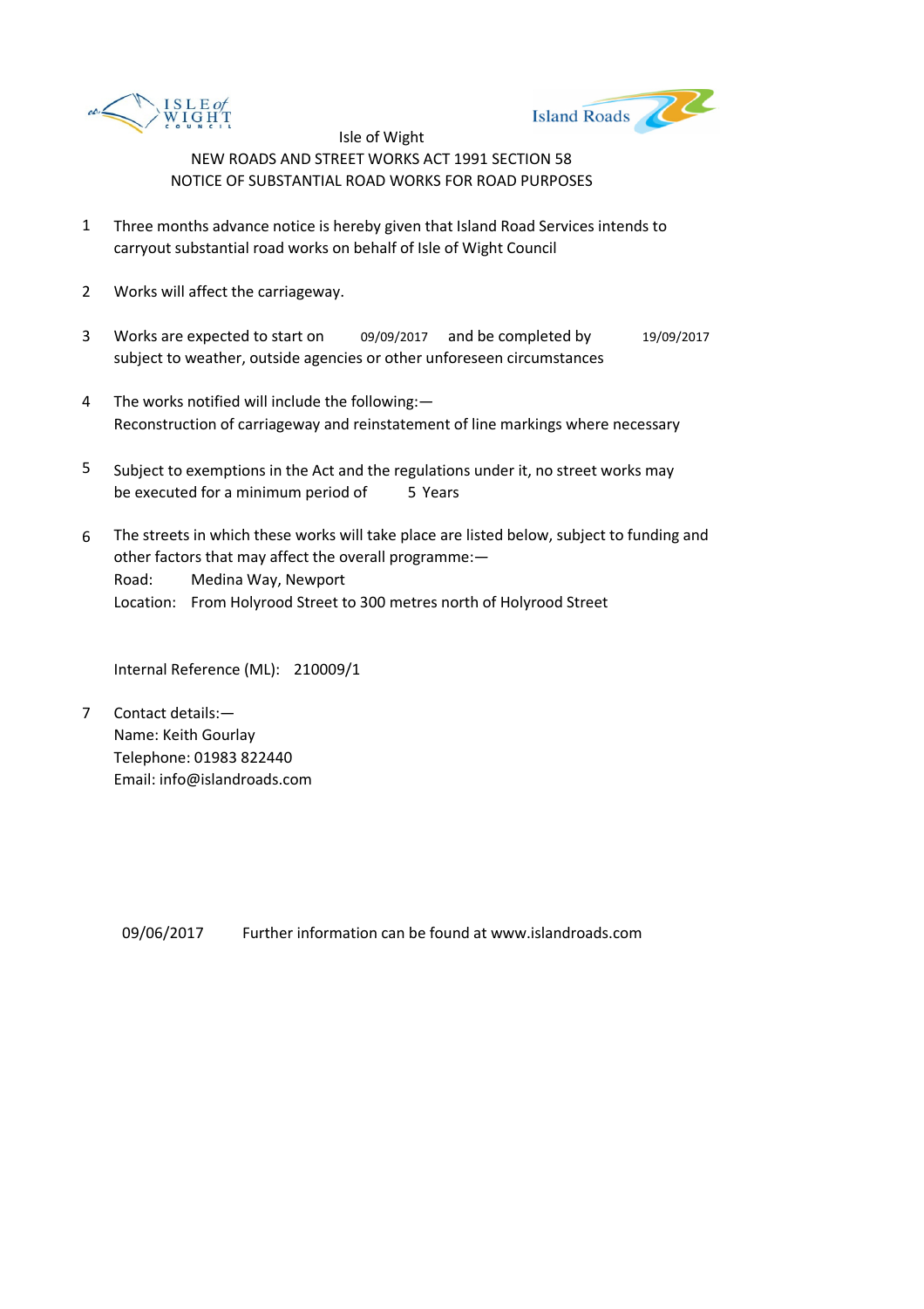Isle of Wight

NEW ROADS AND STREET WORKS ACT 1991 SECTION 58

NOTICE OF SUBSTANTIAL ROAD WORKS FOR ROAD PURPOSES

1. Three months advance notice is hereby given that Island Road Services intends to carryout substantial road works on behalf of Isle of Wight Council

2. Works will affect the carriageway.

3. Works are expected to start on 09/09/2017 and be completed by 19/09/2017 subject to weather, outside agencies or other unforeseen circumstances

4. The works notified will include the following:—
   Reconstruction of carriageway and reinstatement of line markings where necessary

5. Subject to exemptions in the Act and the regulations under it, no street works may be executed for a minimum period of 5 Years

6. The streets in which these works will take place are listed below, subject to funding and other factors that may affect the overall programme:—
   Road: Medina Way, Newport
   Location: From Holyrood Street to 300 metres north of Holyrood Street

   Internal Reference (ML): 210009/1

7. Contact details:—
   Name: Keith Gourlay
   Telephone: 01983 822440
   Email: info@islandroads.com

09/06/2017 Further information can be found at www.islandroads.com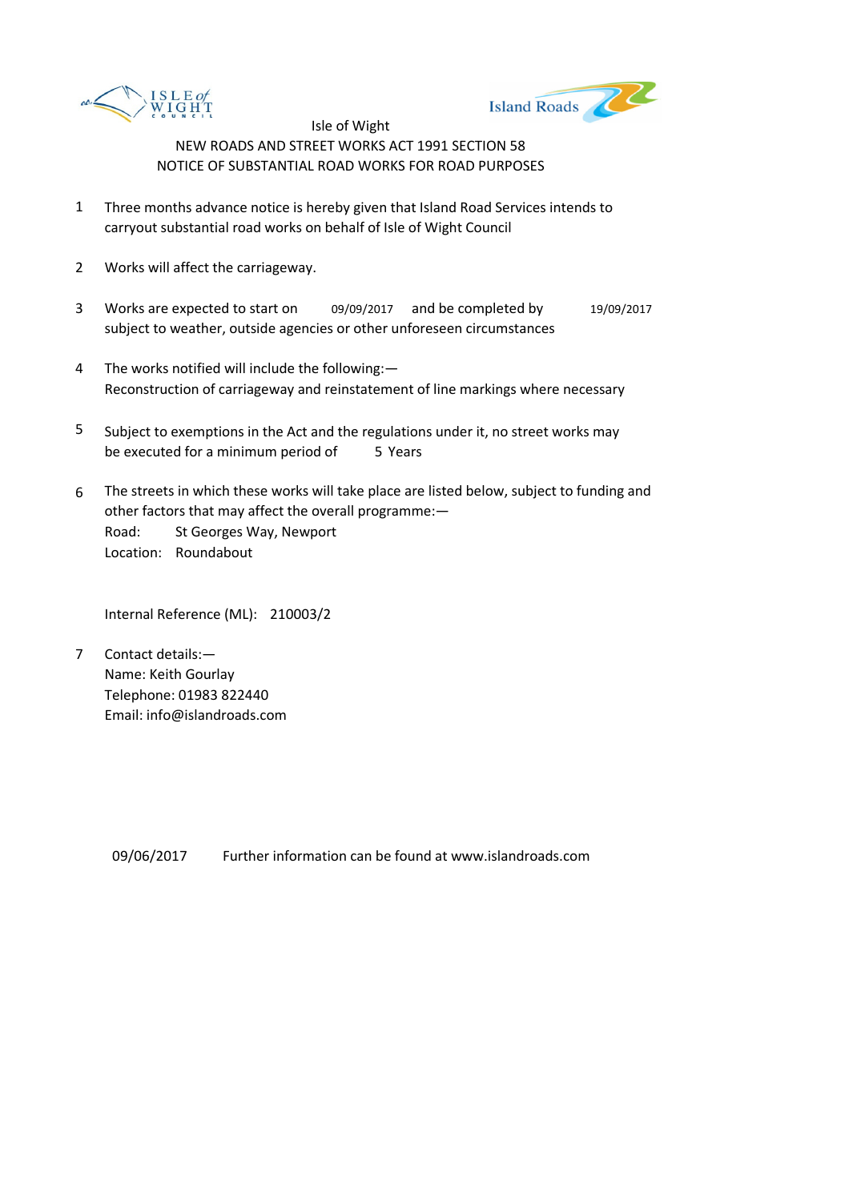Isle of Wight

NEW ROADS AND STREET WORKS ACT 1991 SECTION 58

NOTICE OF SUBSTANTIAL ROAD WORKS FOR ROAD PURPOSES

1. Three months advance notice is hereby given that Island Road Services intends to carryout substantial road works on behalf of Isle of Wight Council

2. Works will affect the carriageway.

3. Works are expected to start on 09/09/2017 and be completed by 19/09/2017 subject to weather, outside agencies or other unforeseen circumstances

4. The works notified will include the following:—
   Reconstruction of carriageway and reinstatement of line markings where necessary

5. Subject to exemptions in the Act and the regulations under it, no street works may be executed for a minimum period of 5 Years

6. The streets in which these works will take place are listed below, subject to funding and other factors that may affect the overall programme:—
   Road: St Georges Way, Newport
   Location: Roundabout

   Internal Reference (ML): 210003/2

7. Contact details:—
   Name: Keith Gourlay
   Telephone: 01983 822440
   Email: info@islandroads.com

09/06/2017 Further information can be found at www.islandroads.com